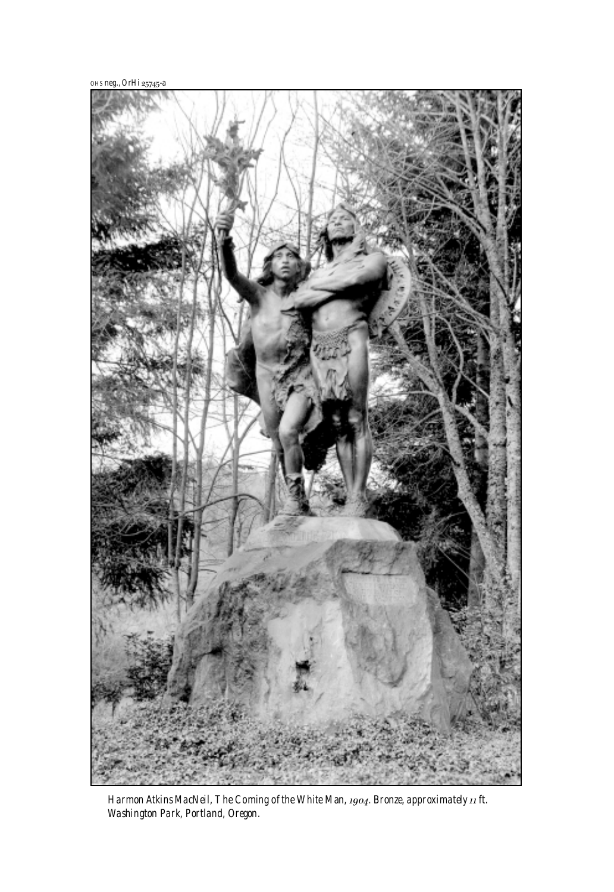OHS neg., OrHi 25745-a

Harmon Atkins MacNeil, *The Coming of the White Man*, 1904. Bronze, approximately 11 ft. Washington Park, Portland, Oregon.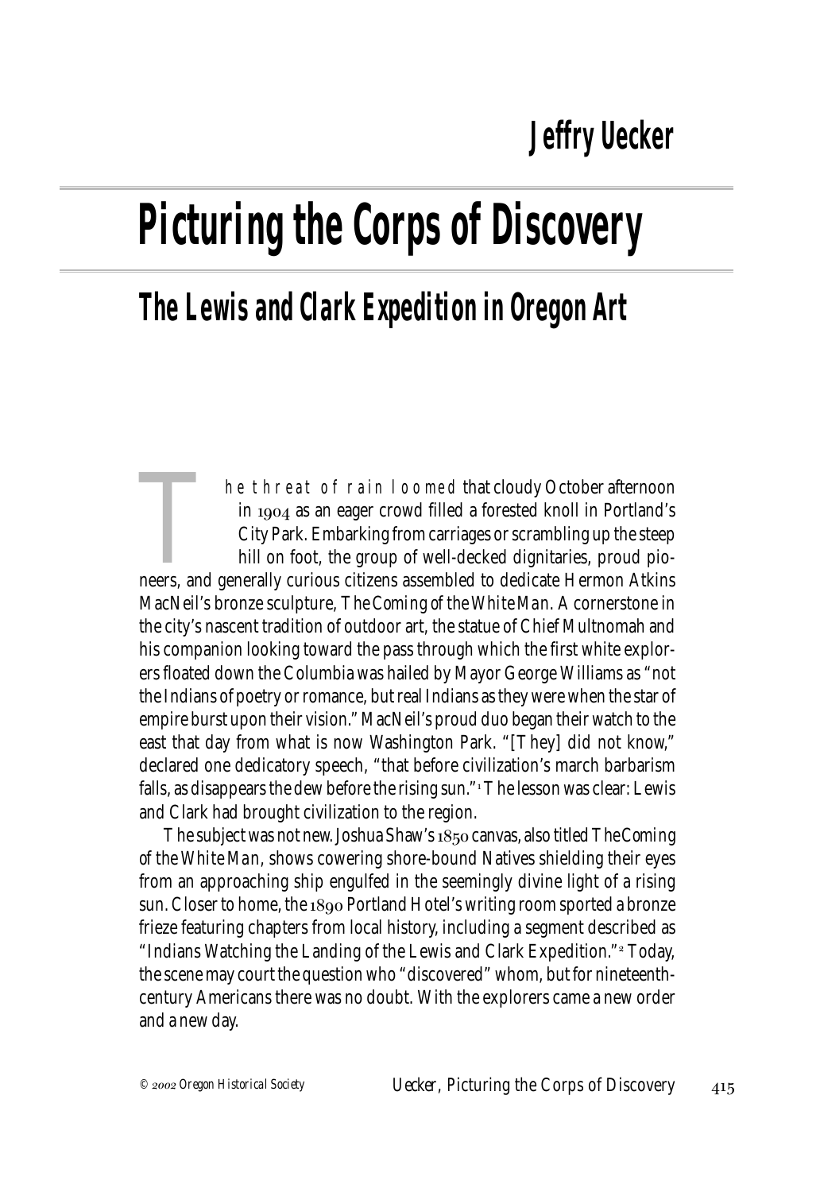**Jeffry Uecker**

# Picturing the Corps of Discovery

## The Lewis and Clark Expedition in Oregon Art

The threat of rain loomed that cloudy October afternoon in 1904 as an eager crowd filled a forested knoll in Portland's City Park. Embarking from carriages or scrambling up the steep hill on foot, the group of well-decked dignitaries, proud pioneers, and generally curious citizens assembled to dedicate Hermon Atkins MacNeil's bronze sculpture, *The Coming of the White Man*. A cornerstone in the city's nascent tradition of outdoor art, the statue of Chief Multnomah and his companion looking toward the pass through which the first white explorers floated down the Columbia was hailed by Mayor George Williams as "not the Indians of poetry or romance, but real Indians as they were when the star of empire burst upon their vision." MacNeil's proud duo began their watch to the east that day from what is now Washington Park. "[They] did not know," declared one dedicatory speech, "that before civilization's march barbarism falls, as disappears the dew before the rising sun."[1] The lesson was clear: Lewis and Clark had brought civilization to the region.

The subject was not new. Joshua Shaw's 1850 canvas, also titled *The Coming of the White Man*, shows cowering shore-bound Natives shielding their eyes from an approaching ship engulfed in the seemingly divine light of a rising sun. Closer to home, the 1890 Portland Hotel's writing room sported a bronze frieze featuring chapters from local history, including a segment described as "Indians Watching the Landing of the Lewis and Clark Expedition."[2] Today, the scene may court the question who "discovered" whom, but for nineteenth-century Americans there was no doubt. With the explorers came a new order and a new day.

© 2002 Oregon Historical Society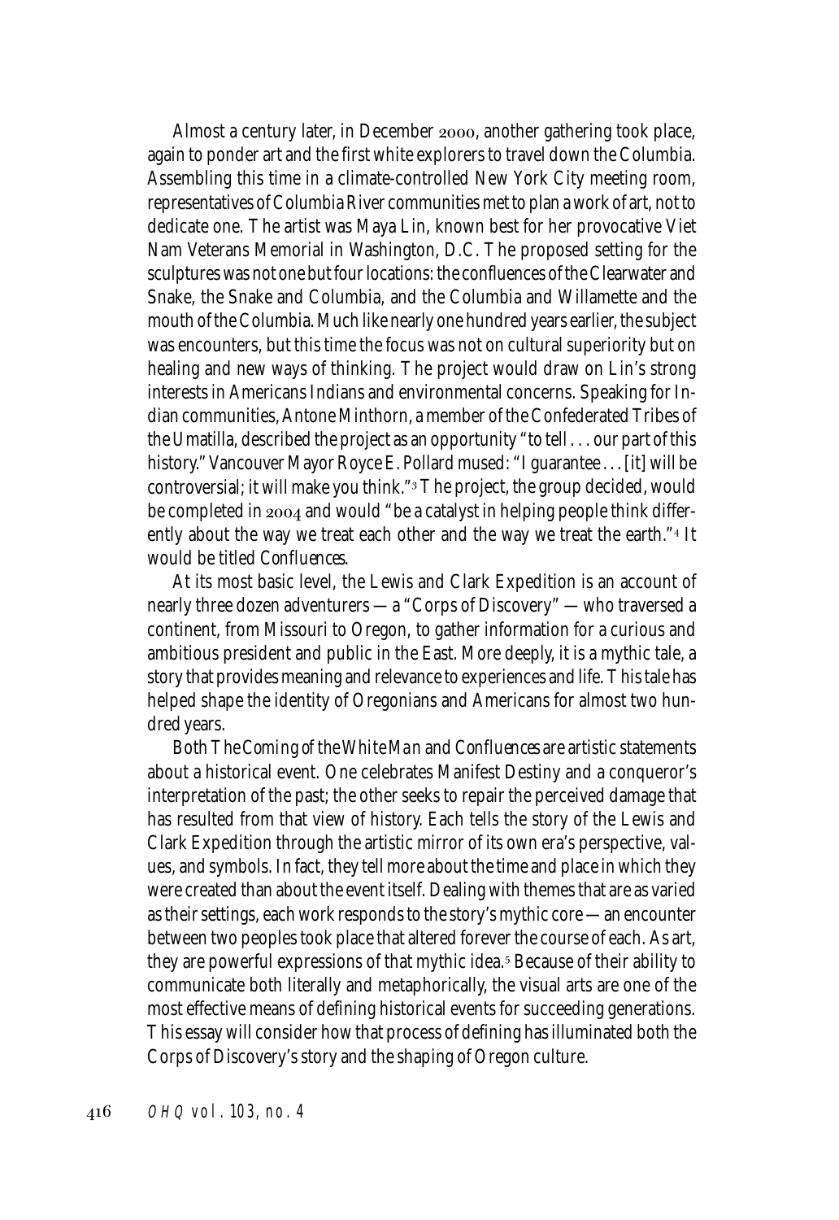Almost a century later, in December 2000, another gathering took place, again to ponder art and the first white explorers to travel down the Columbia. Assembling this time in a climate-controlled New York City meeting room, representatives of Columbia River communities met to plan a work of art, not to dedicate one. The artist was Maya Lin, known best for her provocative Viet Nam Veterans Memorial in Washington, D.C. The proposed setting for the sculptures was not one but four locations: the confluences of the Clearwater and Snake, the Snake and Columbia, and the Columbia and Willamette and the mouth of the Columbia. Much like nearly one hundred years earlier, the subject was encounters, but this time the focus was not on cultural superiority but on healing and new ways of thinking. The project would draw on Lin's strong interests in Americans Indians and environmental concerns. Speaking for Indian communities, Antone Minthorn, a member of the Confederated Tribes of the Umatilla, described the project as an opportunity "to tell . . . our part of this history." Vancouver Mayor Royce E. Pollard mused: "I guarantee . . . [it] will be controversial; it will make you think."[3] The project, the group decided, would be completed in 2004 and would "be a catalyst in helping people think differently about the way we treat each other and the way we treat the earth."[4] It would be titled *Confluences*.

At its most basic level, the Lewis and Clark Expedition is an account of nearly three dozen adventurers — a "Corps of Discovery" — who traversed a continent, from Missouri to Oregon, to gather information for a curious and ambitious president and public in the East. More deeply, it is a mythic tale, a story that provides meaning and relevance to experiences and life. This tale has helped shape the identity of Oregonians and Americans for almost two hundred years.

Both *The Coming of the White Man* and *Confluences* are artistic statements about a historical event. One celebrates Manifest Destiny and a conqueror's interpretation of the past; the other seeks to repair the perceived damage that has resulted from that view of history. Each tells the story of the Lewis and Clark Expedition through the artistic mirror of its own era's perspective, values, and symbols. In fact, they tell more about the time and place in which they were created than about the event itself. Dealing with themes that are as varied as their settings, each work responds to the story's mythic core — an encounter between two peoples took place that altered forever the course of each. As art, they are powerful expressions of that mythic idea.[5] Because of their ability to communicate both literally and metaphorically, the visual arts are one of the most effective means of defining historical events for succeeding generations. This essay will consider how that process of defining has illuminated both the Corps of Discovery's story and the shaping of Oregon culture.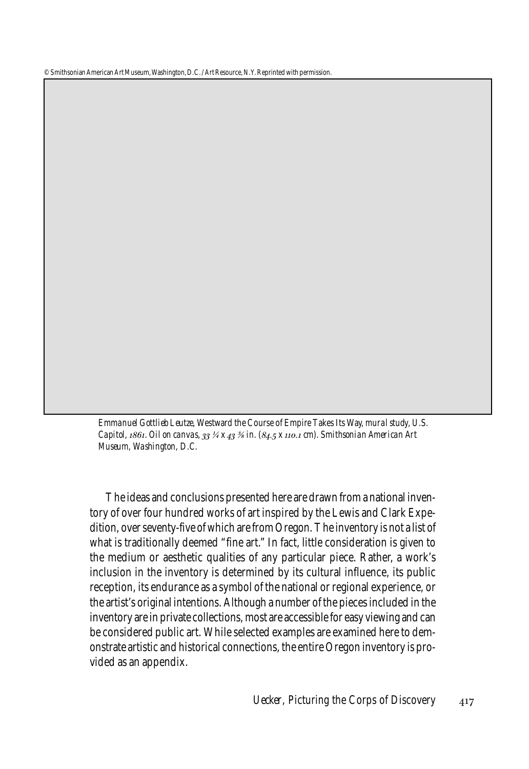© Smithsonian American Art Museum, Washington, D.C. / Art Resource, N.Y. Reprinted with permission.

*Emmanuel Gottlieb Leutze,* Westward the Course of Empire Takes Its Way, *mural study, U.S. Capitol, 1861. Oil on canvas, 33 ¼ x 43 ⅜ in. (84.5 x 110.1 cm). Smithsonian American Art Museum, Washington, D.C.*

The ideas and conclusions presented here are drawn from a national inventory of over four hundred works of art inspired by the Lewis and Clark Expedition, over seventy-five of which are from Oregon. The inventory is not a list of what is traditionally deemed "fine art." In fact, little consideration is given to the medium or aesthetic qualities of any particular piece. Rather, a work's inclusion in the inventory is determined by its cultural influence, its public reception, its endurance as a symbol of the national or regional experience, or the artist's original intentions. Although a number of the pieces included in the inventory are in private collections, most are accessible for easy viewing and can be considered public art. While selected examples are examined here to demonstrate artistic and historical connections, the entire Oregon inventory is provided as an appendix.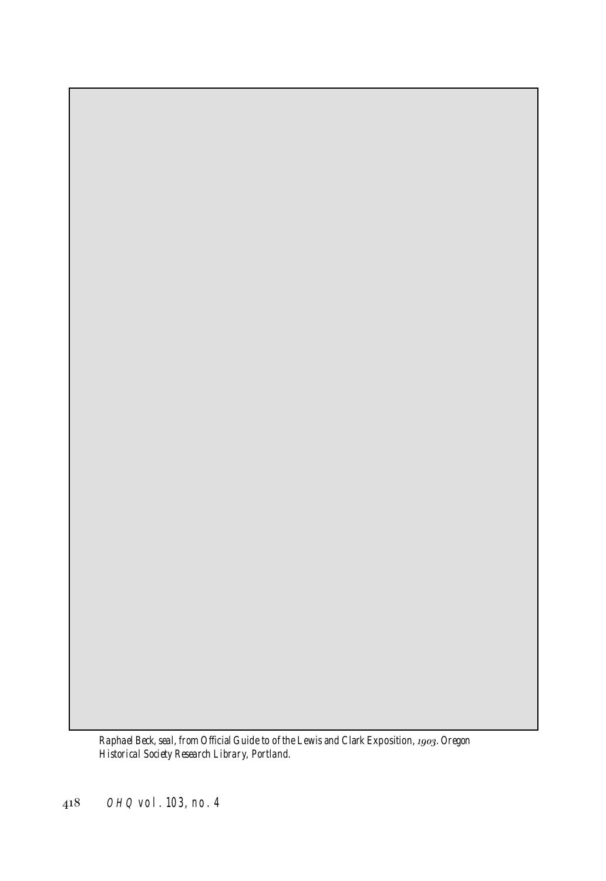*Raphael Beck, seal, from Official Guide to of the Lewis and Clark Exposition, 1903. Oregon Historical Society Research Library, Portland.*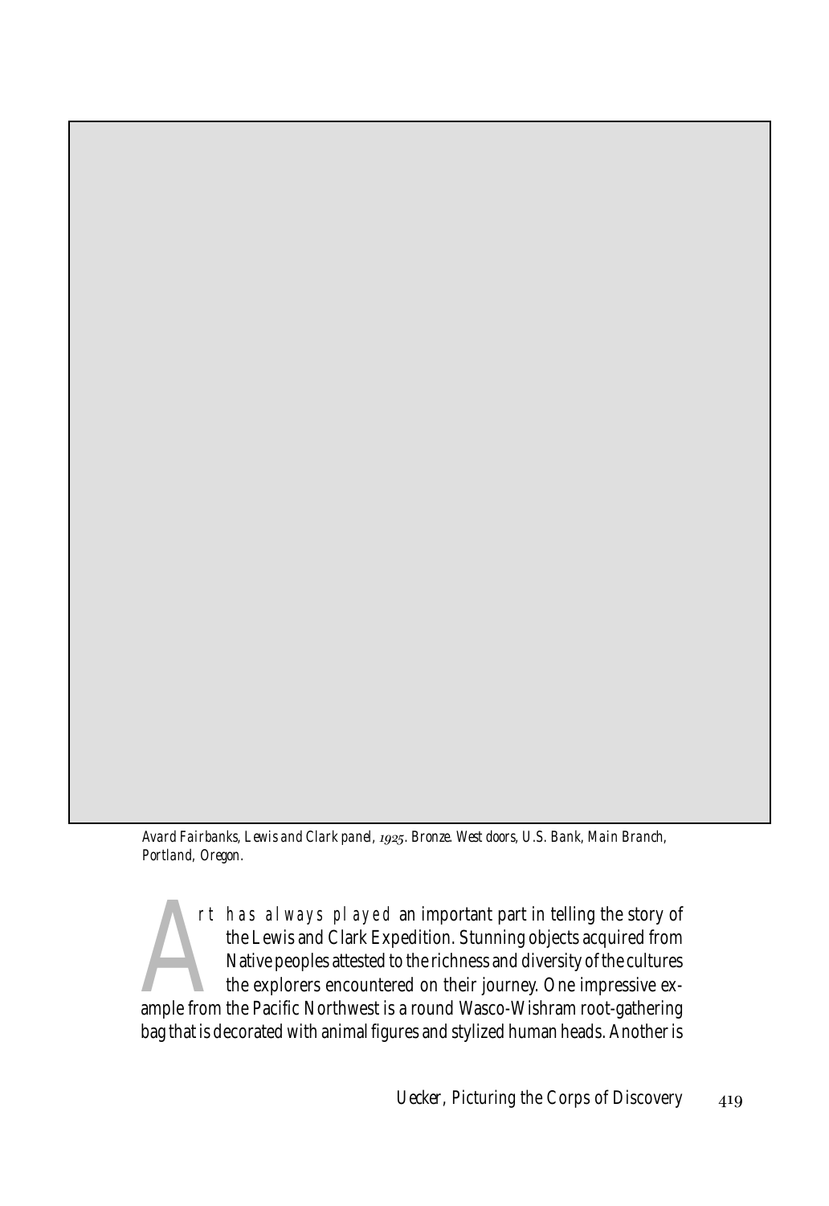*Avard Fairbanks, Lewis and Clark panel, 1925. Bronze. West doors, U.S. Bank, Main Branch, Portland, Oregon.*

Art has always played an important part in telling the story of the Lewis and Clark Expedition. Stunning objects acquired from Native peoples attested to the richness and diversity of the cultures the explorers encountered on their journey. One impressive example from the Pacific Northwest is a round Wasco-Wishram root-gathering bag that is decorated with animal figures and stylized human heads. Another is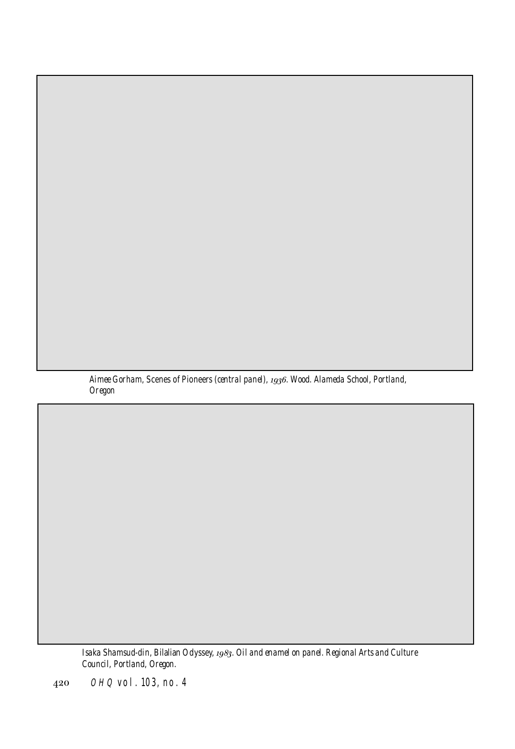*Aimee Gorham, Scenes of Pioneers (central panel), 1936. Wood. Alameda School, Portland, Oregon*

*Isaka Shamsud-din, Bilalian Odyssey, 1983. Oil and enamel on panel. Regional Arts and Culture Council, Portland, Oregon.*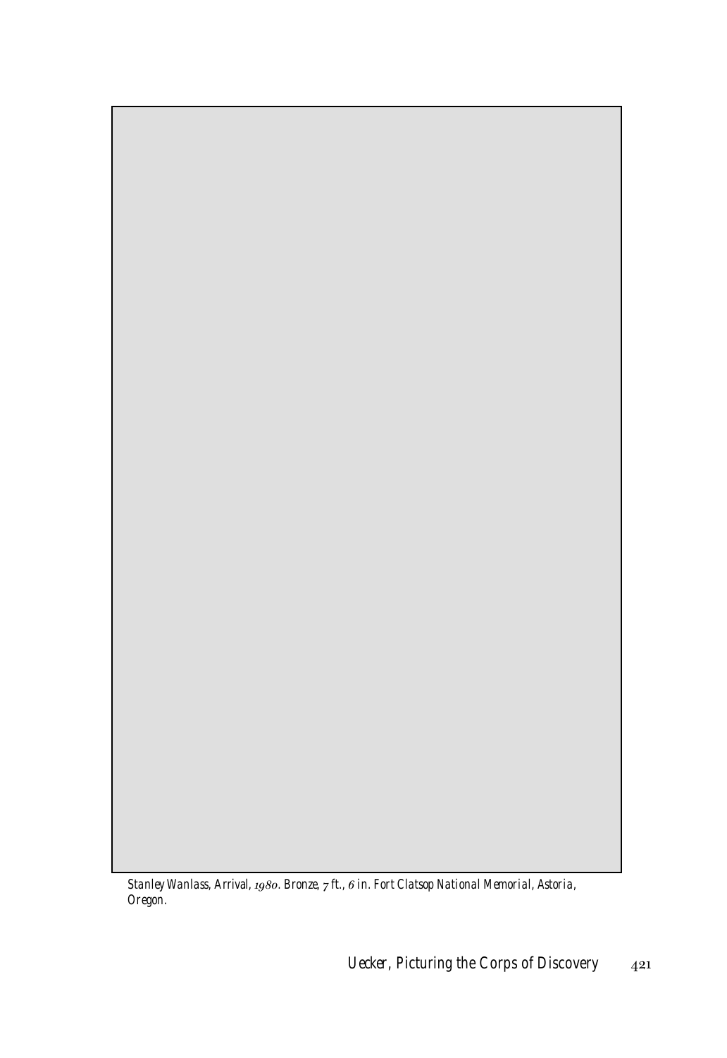*Stanley Wanlass, Arrival, 1980. Bronze, 7 ft., 6 in. Fort Clatsop National Memorial, Astoria, Oregon.*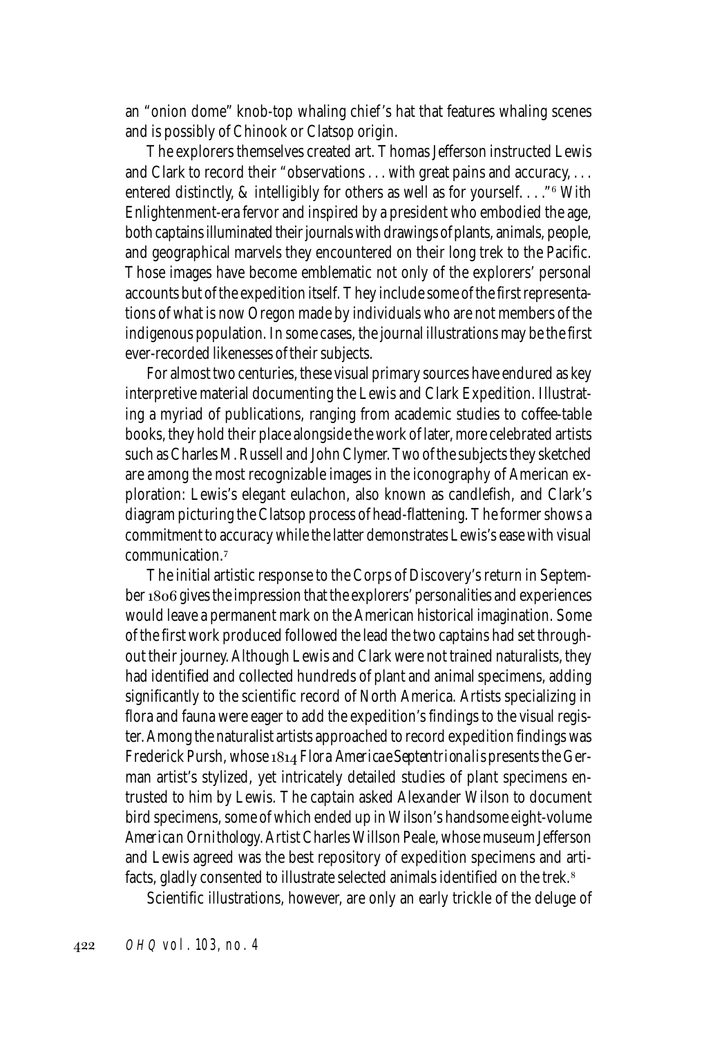an "onion dome" knob-top whaling chief's hat that features whaling scenes and is possibly of Chinook or Clatsop origin.

The explorers themselves created art. Thomas Jefferson instructed Lewis and Clark to record their "observations . . . with great pains and accuracy, . . . entered distinctly, & intelligibly for others as well as for yourself. . . ."[6] With Enlightenment-era fervor and inspired by a president who embodied the age, both captains illuminated their journals with drawings of plants, animals, people, and geographical marvels they encountered on their long trek to the Pacific. Those images have become emblematic not only of the explorers' personal accounts but of the expedition itself. They include some of the first representations of what is now Oregon made by individuals who are not members of the indigenous population. In some cases, the journal illustrations may be the first ever-recorded likenesses of their subjects.

For almost two centuries, these visual primary sources have endured as key interpretive material documenting the Lewis and Clark Expedition. Illustrating a myriad of publications, ranging from academic studies to coffee-table books, they hold their place alongside the work of later, more celebrated artists such as Charles M. Russell and John Clymer. Two of the subjects they sketched are among the most recognizable images in the iconography of American exploration: Lewis's elegant eulachon, also known as candlefish, and Clark's diagram picturing the Clatsop process of head-flattening. The former shows a commitment to accuracy while the latter demonstrates Lewis's ease with visual communication.[7]

The initial artistic response to the Corps of Discovery's return in September 1806 gives the impression that the explorers' personalities and experiences would leave a permanent mark on the American historical imagination. Some of the first work produced followed the lead the two captains had set throughout their journey. Although Lewis and Clark were not trained naturalists, they had identified and collected hundreds of plant and animal specimens, adding significantly to the scientific record of North America. Artists specializing in flora and fauna were eager to add the expedition's findings to the visual register. Among the naturalist artists approached to record expedition findings was Frederick Pursh, whose 1814 *Flora Americae Septentrionalis* presents the German artist's stylized, yet intricately detailed studies of plant specimens entrusted to him by Lewis. The captain asked Alexander Wilson to document bird specimens, some of which ended up in Wilson's handsome eight-volume *American Ornithology*. Artist Charles Willson Peale, whose museum Jefferson and Lewis agreed was the best repository of expedition specimens and artifacts, gladly consented to illustrate selected animals identified on the trek.[8]

Scientific illustrations, however, are only an early trickle of the deluge of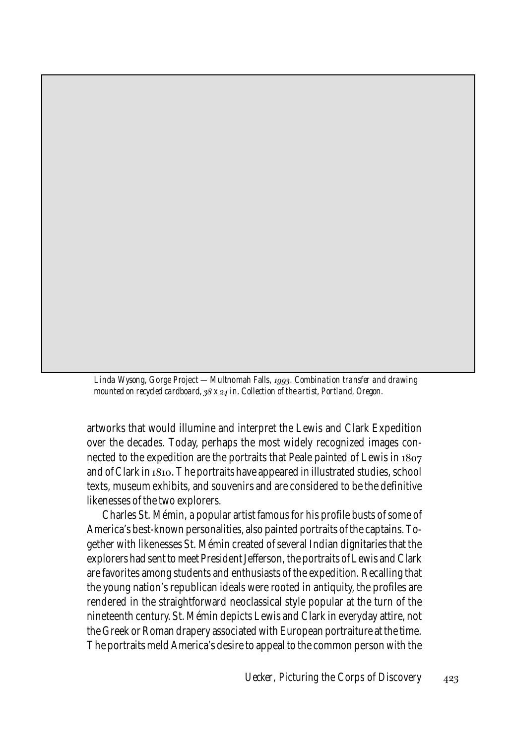*Linda Wysong, Gorge Project — Multnomah Falls, 1993. Combination transfer and drawing mounted on recycled cardboard, 38 x 24 in. Collection of the artist, Portland, Oregon.*

artworks that would illumine and interpret the Lewis and Clark Expedition over the decades. Today, perhaps the most widely recognized images connected to the expedition are the portraits that Peale painted of Lewis in 1807 and of Clark in 1810. The portraits have appeared in illustrated studies, school texts, museum exhibits, and souvenirs and are considered to be the definitive likenesses of the two explorers.

Charles St. Mémin, a popular artist famous for his profile busts of some of America's best-known personalities, also painted portraits of the captains. Together with likenesses St. Mémin created of several Indian dignitaries that the explorers had sent to meet President Jefferson, the portraits of Lewis and Clark are favorites among students and enthusiasts of the expedition. Recalling that the young nation's republican ideals were rooted in antiquity, the profiles are rendered in the straightforward neoclassical style popular at the turn of the nineteenth century. St. Mémin depicts Lewis and Clark in everyday attire, not the Greek or Roman drapery associated with European portraiture at the time. The portraits meld America's desire to appeal to the common person with the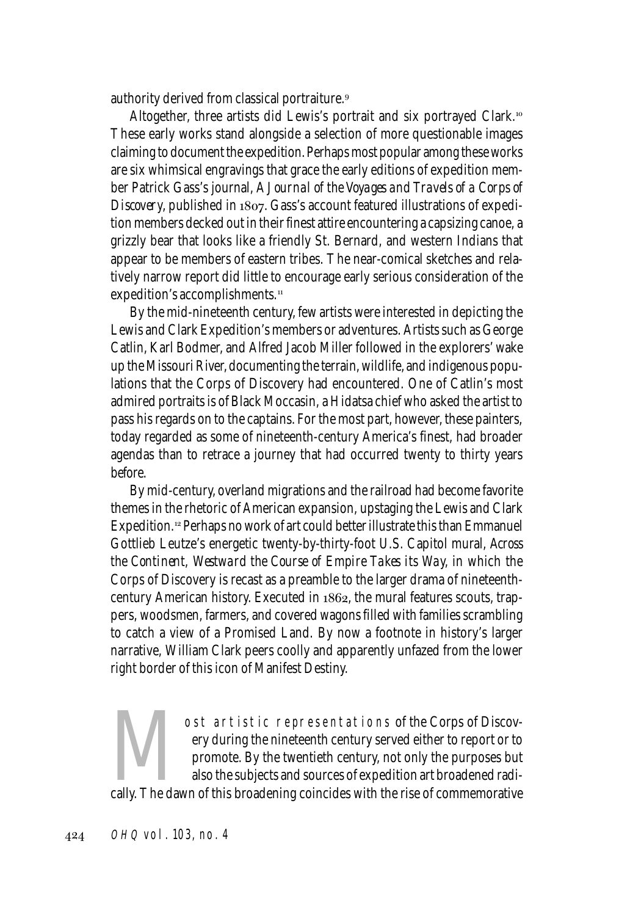authority derived from classical portraiture.[9]

Altogether, three artists did Lewis's portrait and six portrayed Clark.[10] These early works stand alongside a selection of more questionable images claiming to document the expedition. Perhaps most popular among these works are six whimsical engravings that grace the early editions of expedition member Patrick Gass's journal, *A Journal of the Voyages and Travels of a Corps of Discovery*, published in 1807. Gass's account featured illustrations of expedition members decked out in their finest attire encountering a capsizing canoe, a grizzly bear that looks like a friendly St. Bernard, and western Indians that appear to be members of eastern tribes. The near-comical sketches and relatively narrow report did little to encourage early serious consideration of the expedition's accomplishments.[11]

By the mid-nineteenth century, few artists were interested in depicting the Lewis and Clark Expedition's members or adventures. Artists such as George Catlin, Karl Bodmer, and Alfred Jacob Miller followed in the explorers' wake up the Missouri River, documenting the terrain, wildlife, and indigenous populations that the Corps of Discovery had encountered. One of Catlin's most admired portraits is of Black Moccasin, a Hidatsa chief who asked the artist to pass his regards on to the captains. For the most part, however, these painters, today regarded as some of nineteenth-century America's finest, had broader agendas than to retrace a journey that had occurred twenty to thirty years before.

By mid-century, overland migrations and the railroad had become favorite themes in the rhetoric of American expansion, upstaging the Lewis and Clark Expedition.[12] Perhaps no work of art could better illustrate this than Emmanuel Gottlieb Leutze's energetic twenty-by-thirty-foot U.S. Capitol mural, *Across the Continent, Westward the Course of Empire Takes its Way*, in which the Corps of Discovery is recast as a preamble to the larger drama of nineteenth-century American history. Executed in 1862, the mural features scouts, trappers, woodsmen, farmers, and covered wagons filled with families scrambling to catch a view of a Promised Land. By now a footnote in history's larger narrative, William Clark peers coolly and apparently unfazed from the lower right border of this icon of Manifest Destiny.

Most artistic representations of the Corps of Discovery during the nineteenth century served either to report or to promote. By the twentieth century, not only the purposes but also the subjects and sources of expedition art broadened radically. The dawn of this broadening coincides with the rise of commemorative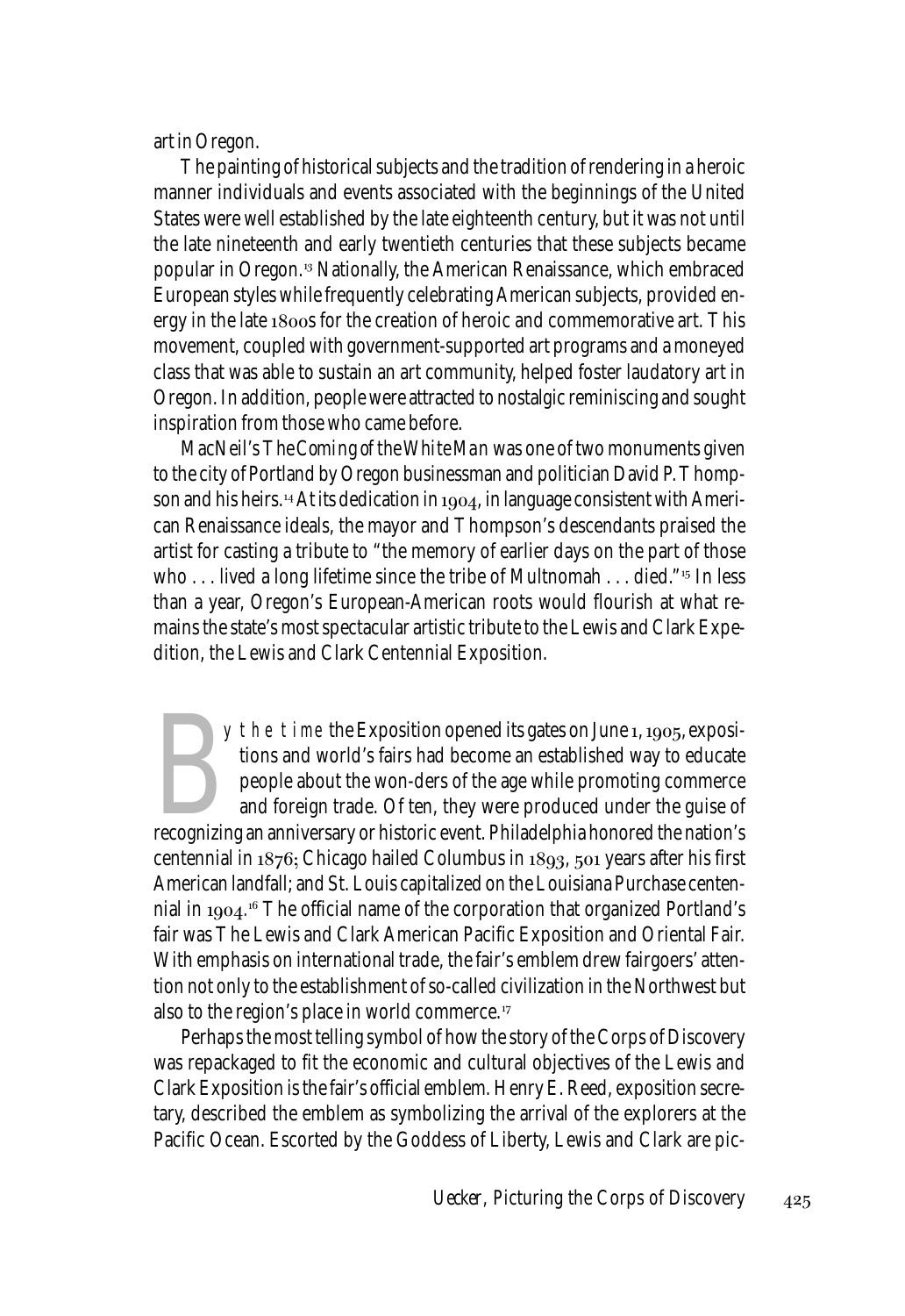art in Oregon.

The painting of historical subjects and the tradition of rendering in a heroic manner individuals and events associated with the beginnings of the United States were well established by the late eighteenth century, but it was not until the late nineteenth and early twentieth centuries that these subjects became popular in Oregon.[13] Nationally, the American Renaissance, which embraced European styles while frequently celebrating American subjects, provided energy in the late 1800s for the creation of heroic and commemorative art. This movement, coupled with government-supported art programs and a moneyed class that was able to sustain an art community, helped foster laudatory art in Oregon. In addition, people were attracted to nostalgic reminiscing and sought inspiration from those who came before.

MacNeil's *The Coming of the White Man* was one of two monuments given to the city of Portland by Oregon businessman and politician David P. Thompson and his heirs.[14] At its dedication in 1904, in language consistent with American Renaissance ideals, the mayor and Thompson's descendants praised the artist for casting a tribute to "the memory of earlier days on the part of those who . . . lived a long lifetime since the tribe of Multnomah . . . died."[15] In less than a year, Oregon's European-American roots would flourish at what remains the state's most spectacular artistic tribute to the Lewis and Clark Expedition, the Lewis and Clark Centennial Exposition.

By the time the Exposition opened its gates on June 1, 1905, expositions and world's fairs had become an established way to educate people about the won-ders of the age while promoting commerce and foreign trade. Often, they were produced under the guise of recognizing an anniversary or historic event. Philadelphia honored the nation's centennial in 1876; Chicago hailed Columbus in 1893, 501 years after his first American landfall; and St. Louis capitalized on the Louisiana Purchase centennial in 1904.[16] The official name of the corporation that organized Portland's fair was The Lewis and Clark American Pacific Exposition and Oriental Fair. With emphasis on international trade, the fair's emblem drew fairgoers' attention not only to the establishment of so-called civilization in the Northwest but also to the region's place in world commerce.[17]

Perhaps the most telling symbol of how the story of the Corps of Discovery was repackaged to fit the economic and cultural objectives of the Lewis and Clark Exposition is the fair's official emblem. Henry E. Reed, exposition secretary, described the emblem as symbolizing the arrival of the explorers at the Pacific Ocean. Escorted by the Goddess of Liberty, Lewis and Clark are pic-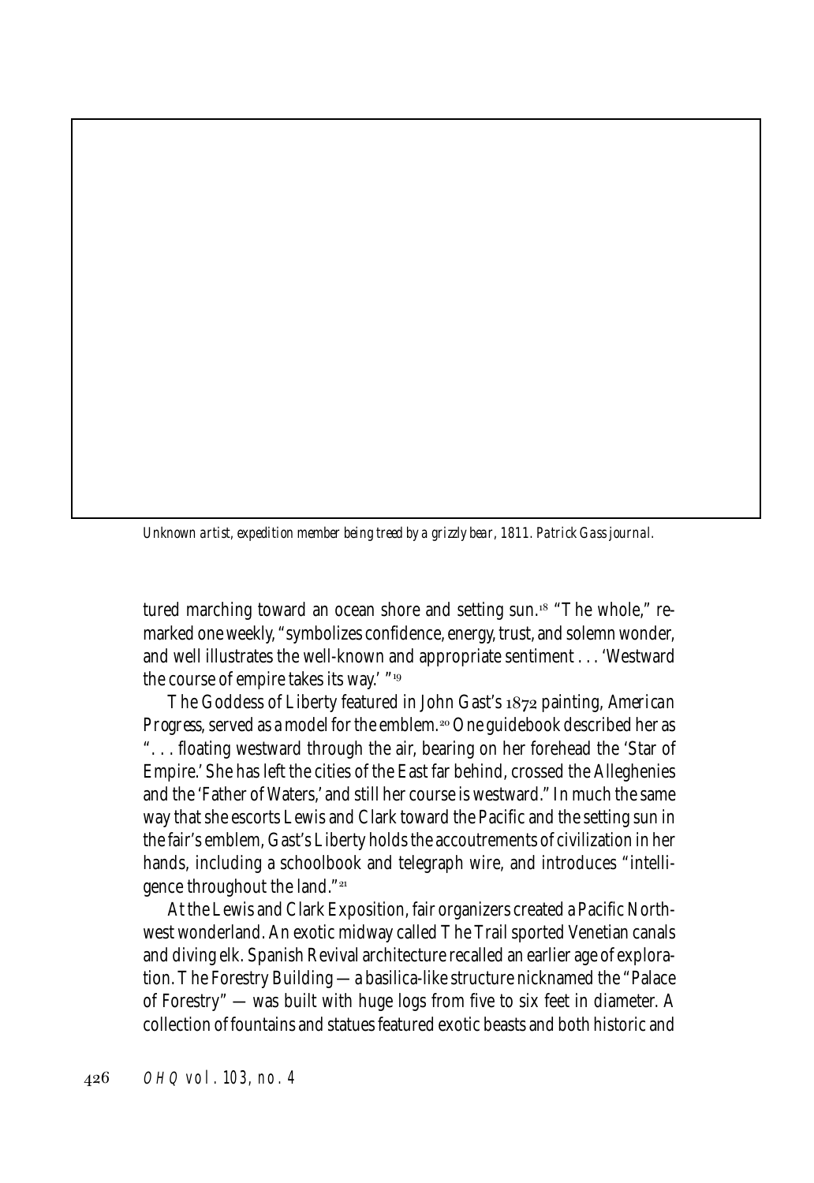*Unknown artist, expedition member being treed by a grizzly bear, 1811. Patrick Gass journal.*

tured marching toward an ocean shore and setting sun.[18] "The whole," remarked one weekly, "symbolizes confidence, energy, trust, and solemn wonder, and well illustrates the well-known and appropriate sentiment . . . 'Westward the course of empire takes its way.' "[19]

The Goddess of Liberty featured in John Gast's 1872 painting, *American Progress*, served as a model for the emblem.[20] One guidebook described her as ". . . floating westward through the air, bearing on her forehead the 'Star of Empire.' She has left the cities of the East far behind, crossed the Alleghenies and the 'Father of Waters,' and still her course is westward." In much the same way that she escorts Lewis and Clark toward the Pacific and the setting sun in the fair's emblem, Gast's Liberty holds the accoutrements of civilization in her hands, including a schoolbook and telegraph wire, and introduces "intelligence throughout the land."[21]

At the Lewis and Clark Exposition, fair organizers created a Pacific Northwest wonderland. An exotic midway called The Trail sported Venetian canals and diving elk. Spanish Revival architecture recalled an earlier age of exploration. The Forestry Building — a basilica-like structure nicknamed the "Palace of Forestry" — was built with huge logs from five to six feet in diameter. A collection of fountains and statues featured exotic beasts and both historic and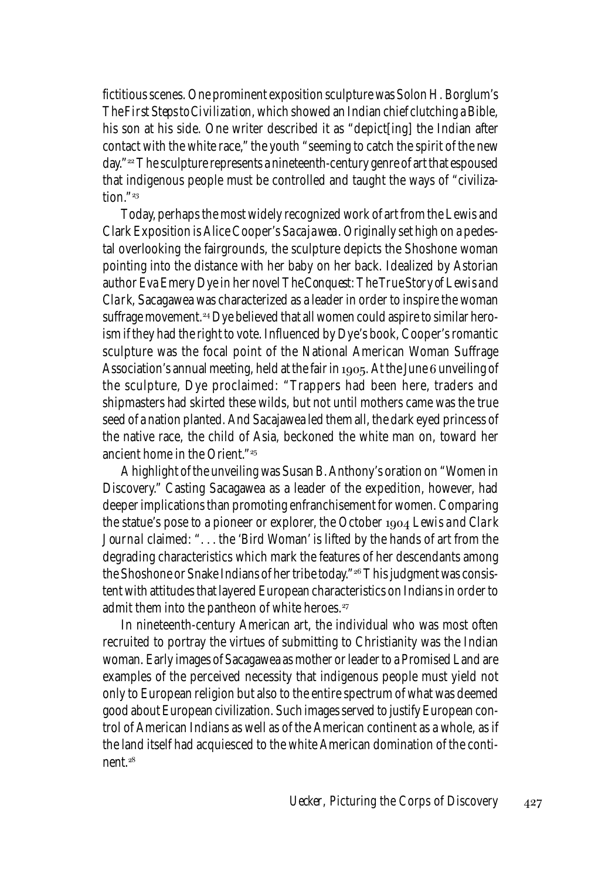fictitious scenes. One prominent exposition sculpture was Solon H. Borglum's *The First Steps to Civilization*, which showed an Indian chief clutching a Bible, his son at his side. One writer described it as "depict[ing] the Indian after contact with the white race," the youth "seeming to catch the spirit of the new day."[22] The sculpture represents a nineteenth-century genre of art that espoused that indigenous people must be controlled and taught the ways of "civilization."[23]

Today, perhaps the most widely recognized work of art from the Lewis and Clark Exposition is Alice Cooper's *Sacajawea*. Originally set high on a pedestal overlooking the fairgrounds, the sculpture depicts the Shoshone woman pointing into the distance with her baby on her back. Idealized by Astorian author Eva Emery Dye in her novel *The Conquest: The True Story of Lewis and Clark*, Sacagawea was characterized as a leader in order to inspire the woman suffrage movement.[24] Dye believed that all women could aspire to similar heroism if they had the right to vote. Influenced by Dye's book, Cooper's romantic sculpture was the focal point of the National American Woman Suffrage Association's annual meeting, held at the fair in 1905. At the June 6 unveiling of the sculpture, Dye proclaimed: "Trappers had been here, traders and shipmasters had skirted these wilds, but not until mothers came was the true seed of a nation planted. And Sacajawea led them all, the dark eyed princess of the native race, the child of Asia, beckoned the white man on, toward her ancient home in the Orient."[25]

A highlight of the unveiling was Susan B. Anthony's oration on "Women in Discovery." Casting Sacagawea as a leader of the expedition, however, had deeper implications than promoting enfranchisement for women. Comparing the statue's pose to a pioneer or explorer, the October 1904 *Lewis and Clark Journal* claimed: ". . . the 'Bird Woman' is lifted by the hands of art from the degrading characteristics which mark the features of her descendants among the Shoshone or Snake Indians of her tribe today."[26] This judgment was consistent with attitudes that layered European characteristics on Indians in order to admit them into the pantheon of white heroes.[27]

In nineteenth-century American art, the individual who was most often recruited to portray the virtues of submitting to Christianity was the Indian woman. Early images of Sacagawea as mother or leader to a Promised Land are examples of the perceived necessity that indigenous people must yield not only to European religion but also to the entire spectrum of what was deemed good about European civilization. Such images served to justify European control of American Indians as well as of the American continent as a whole, as if the land itself had acquiesced to the white American domination of the continent.[28]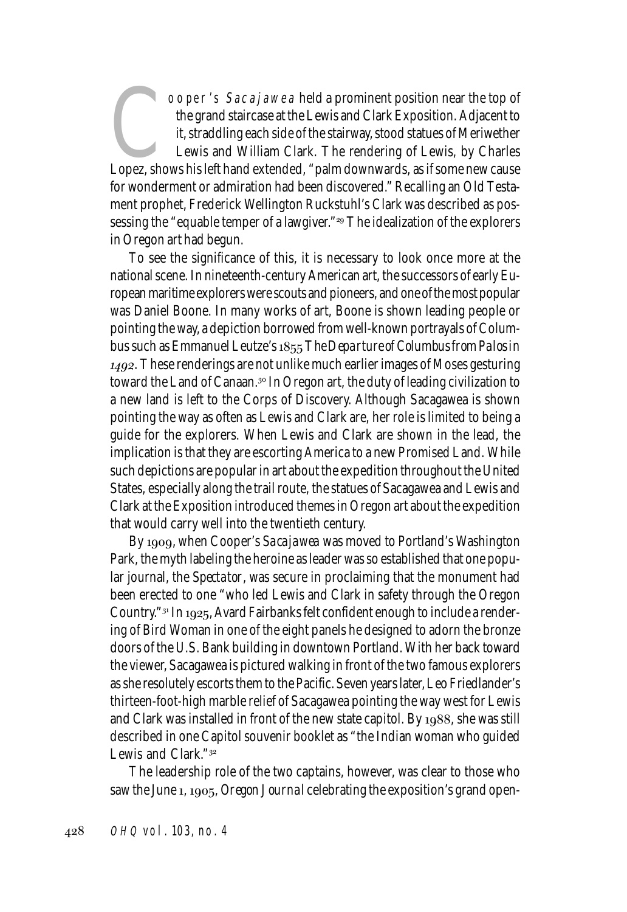Cooper's *Sacajawea* held a prominent position near the top of the grand staircase at the Lewis and Clark Exposition. Adjacent to it, straddling each side of the stairway, stood statues of Meriwether Lewis and William Clark. The rendering of Lewis, by Charles Lopez, shows his left hand extended, "palm downwards, as if some new cause for wonderment or admiration had been discovered." Recalling an Old Testament prophet, Frederick Wellington Ruckstuhl's Clark was described as possessing the "equable temper of a lawgiver."[29] The idealization of the explorers in Oregon art had begun.

To see the significance of this, it is necessary to look once more at the national scene. In nineteenth-century American art, the successors of early European maritime explorers were scouts and pioneers, and one of the most popular was Daniel Boone. In many works of art, Boone is shown leading people or pointing the way, a depiction borrowed from well-known portrayals of Columbus such as Emmanuel Leutze's 1855 *The Departure of Columbus from Palos in 1492*. These renderings are not unlike much earlier images of Moses gesturing toward the Land of Canaan.[30] In Oregon art, the duty of leading civilization to a new land is left to the Corps of Discovery. Although Sacagawea is shown pointing the way as often as Lewis and Clark are, her role is limited to being a guide for the explorers. When Lewis and Clark are shown in the lead, the implication is that they are escorting America to a new Promised Land. While such depictions are popular in art about the expedition throughout the United States, especially along the trail route, the statues of Sacagawea and Lewis and Clark at the Exposition introduced themes in Oregon art about the expedition that would carry well into the twentieth century.

By 1909, when Cooper's *Sacajawea* was moved to Portland's Washington Park, the myth labeling the heroine as leader was so established that one popular journal, the *Spectator*, was secure in proclaiming that the monument had been erected to one "who led Lewis and Clark in safety through the Oregon Country."[31] In 1925, Avard Fairbanks felt confident enough to include a rendering of Bird Woman in one of the eight panels he designed to adorn the bronze doors of the U.S. Bank building in downtown Portland. With her back toward the viewer, Sacagawea is pictured walking in front of the two famous explorers as she resolutely escorts them to the Pacific. Seven years later, Leo Friedlander's thirteen-foot-high marble relief of Sacagawea pointing the way west for Lewis and Clark was installed in front of the new state capitol. By 1988, she was still described in one Capitol souvenir booklet as "the Indian woman who guided Lewis and Clark."[32]

The leadership role of the two captains, however, was clear to those who saw the June 1, 1905, *Oregon Journal* celebrating the exposition's grand open-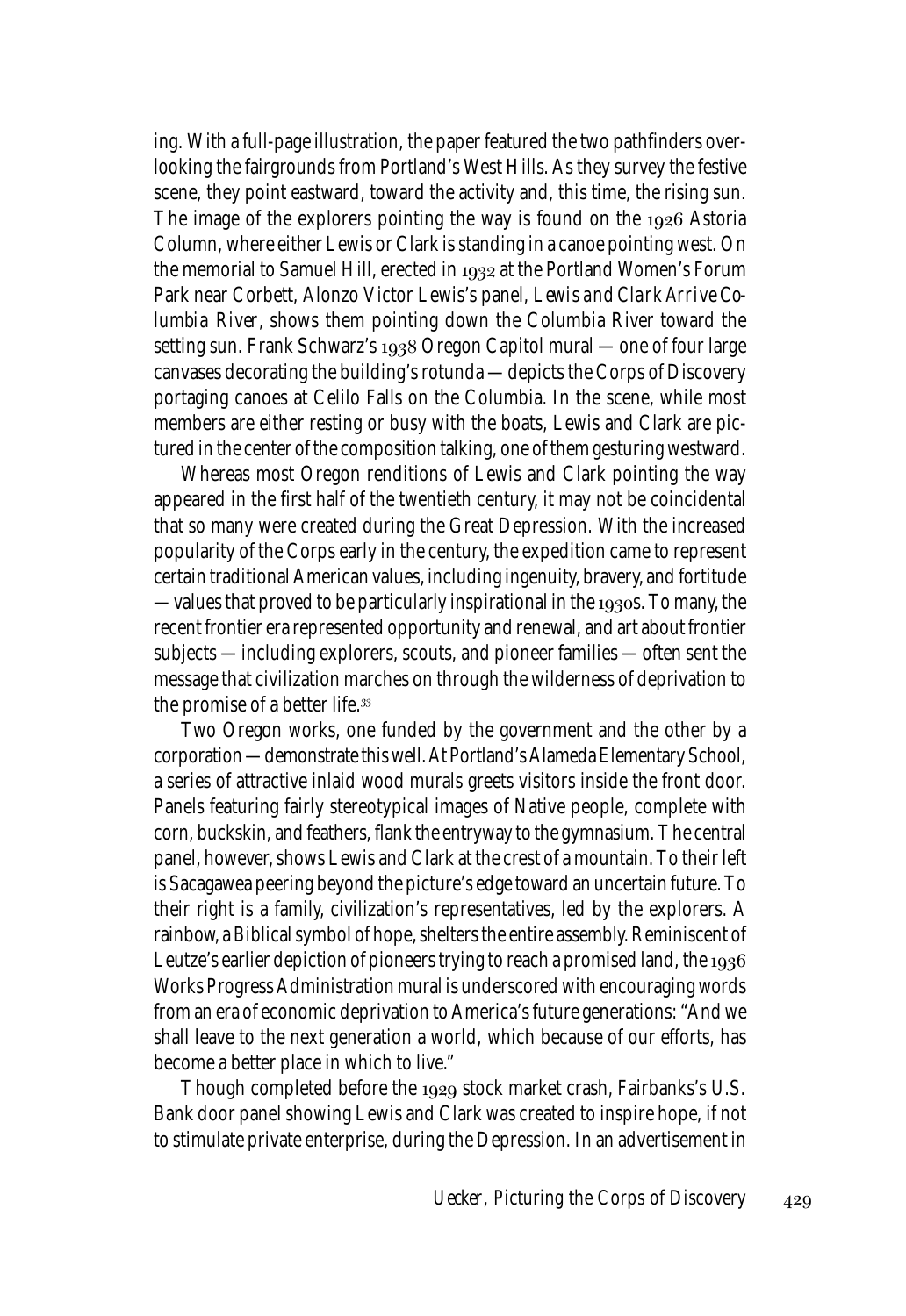ing. With a full-page illustration, the paper featured the two pathfinders overlooking the fairgrounds from Portland's West Hills. As they survey the festive scene, they point eastward, toward the activity and, this time, the rising sun. The image of the explorers pointing the way is found on the 1926 Astoria Column, where either Lewis or Clark is standing in a canoe pointing west. On the memorial to Samuel Hill, erected in 1932 at the Portland Women's Forum Park near Corbett, Alonzo Victor Lewis's panel, *Lewis and Clark Arrive Columbia River*, shows them pointing down the Columbia River toward the setting sun. Frank Schwarz's 1938 Oregon Capitol mural — one of four large canvases decorating the building's rotunda — depicts the Corps of Discovery portaging canoes at Celilo Falls on the Columbia. In the scene, while most members are either resting or busy with the boats, Lewis and Clark are pictured in the center of the composition talking, one of them gesturing westward.

Whereas most Oregon renditions of Lewis and Clark pointing the way appeared in the first half of the twentieth century, it may not be coincidental that so many were created during the Great Depression. With the increased popularity of the Corps early in the century, the expedition came to represent certain traditional American values, including ingenuity, bravery, and fortitude — values that proved to be particularly inspirational in the 1930s. To many, the recent frontier era represented opportunity and renewal, and art about frontier subjects — including explorers, scouts, and pioneer families — often sent the message that civilization marches on through the wilderness of deprivation to the promise of a better life.[33]

Two Oregon works, one funded by the government and the other by a corporation — demonstrate this well. At Portland's Alameda Elementary School, a series of attractive inlaid wood murals greets visitors inside the front door. Panels featuring fairly stereotypical images of Native people, complete with corn, buckskin, and feathers, flank the entryway to the gymnasium. The central panel, however, shows Lewis and Clark at the crest of a mountain. To their left is Sacagawea peering beyond the picture's edge toward an uncertain future. To their right is a family, civilization's representatives, led by the explorers. A rainbow, a Biblical symbol of hope, shelters the entire assembly. Reminiscent of Leutze's earlier depiction of pioneers trying to reach a promised land, the 1936 Works Progress Administration mural is underscored with encouraging words from an era of economic deprivation to America's future generations: "And we shall leave to the next generation a world, which because of our efforts, has become a better place in which to live."

Though completed before the 1929 stock market crash, Fairbanks's U.S. Bank door panel showing Lewis and Clark was created to inspire hope, if not to stimulate private enterprise, during the Depression. In an advertisement in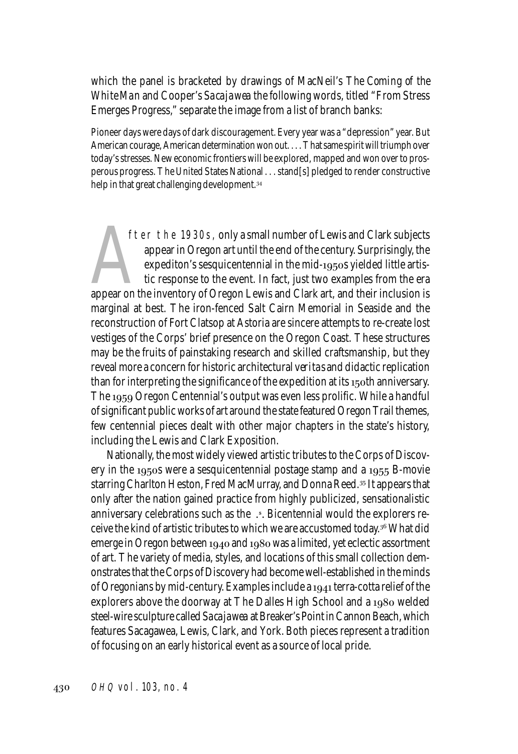which the panel is bracketed by drawings of MacNeil's *The Coming of the White Man* and Cooper's *Sacajawea* the following words, titled "From Stress Emerges Progress," separate the image from a list of branch banks:

> Pioneer days were days of dark discouragement. Every year was a "depression" year. But American courage, American determination won out. . . . That same spirit will triumph over today's stresses. New economic frontiers will be explored, mapped and won over to prosperous progress. The United States National . . . stand[s] pledged to render constructive help in that great challenging development.[34]

After the 1930s, only a small number of Lewis and Clark subjects appear in Oregon art until the end of the century. Surprisingly, the expediton's sesquicentennial in the mid-1950s yielded little artistic response to the event. In fact, just two examples from the era appear on the inventory of Oregon Lewis and Clark art, and their inclusion is marginal at best. The iron-fenced Salt Cairn Memorial in Seaside and the reconstruction of Fort Clatsop at Astoria are sincere attempts to re-create lost vestiges of the Corps' brief presence on the Oregon Coast. These structures may be the fruits of painstaking research and skilled craftsmanship, but they reveal more a concern for historic architectural *veritas* and didactic replication than for interpreting the significance of the expedition at its 150th anniversary. The 1959 Oregon Centennial's output was even less prolific. While a handful of significant public works of art around the state featured Oregon Trail themes, few centennial pieces dealt with other major chapters in the state's history, including the Lewis and Clark Exposition.

Nationally, the most widely viewed artistic tributes to the Corps of Discovery in the 1950s were a sesquicentennial postage stamp and a 1955 B-movie starring Charlton Heston, Fred MacMurray, and Donna Reed.[35] It appears that only after the nation gained practice from highly publicized, sensationalistic anniversary celebrations such as the U.S. Bicentennial would the explorers receive the kind of artistic tributes to which we are accustomed today.[36] What did emerge in Oregon between 1940 and 1980 was a limited, yet eclectic assortment of art. The variety of media, styles, and locations of this small collection demonstrates that the Corps of Discovery had become well-established in the minds of Oregonians by mid-century. Examples include a 1941 terra-cotta relief of the explorers above the doorway at The Dalles High School and a 1980 welded steel-wire sculpture called *Sacajawea* at Breaker's Point in Cannon Beach, which features Sacagawea, Lewis, Clark, and York. Both pieces represent a tradition of focusing on an early historical event as a source of local pride.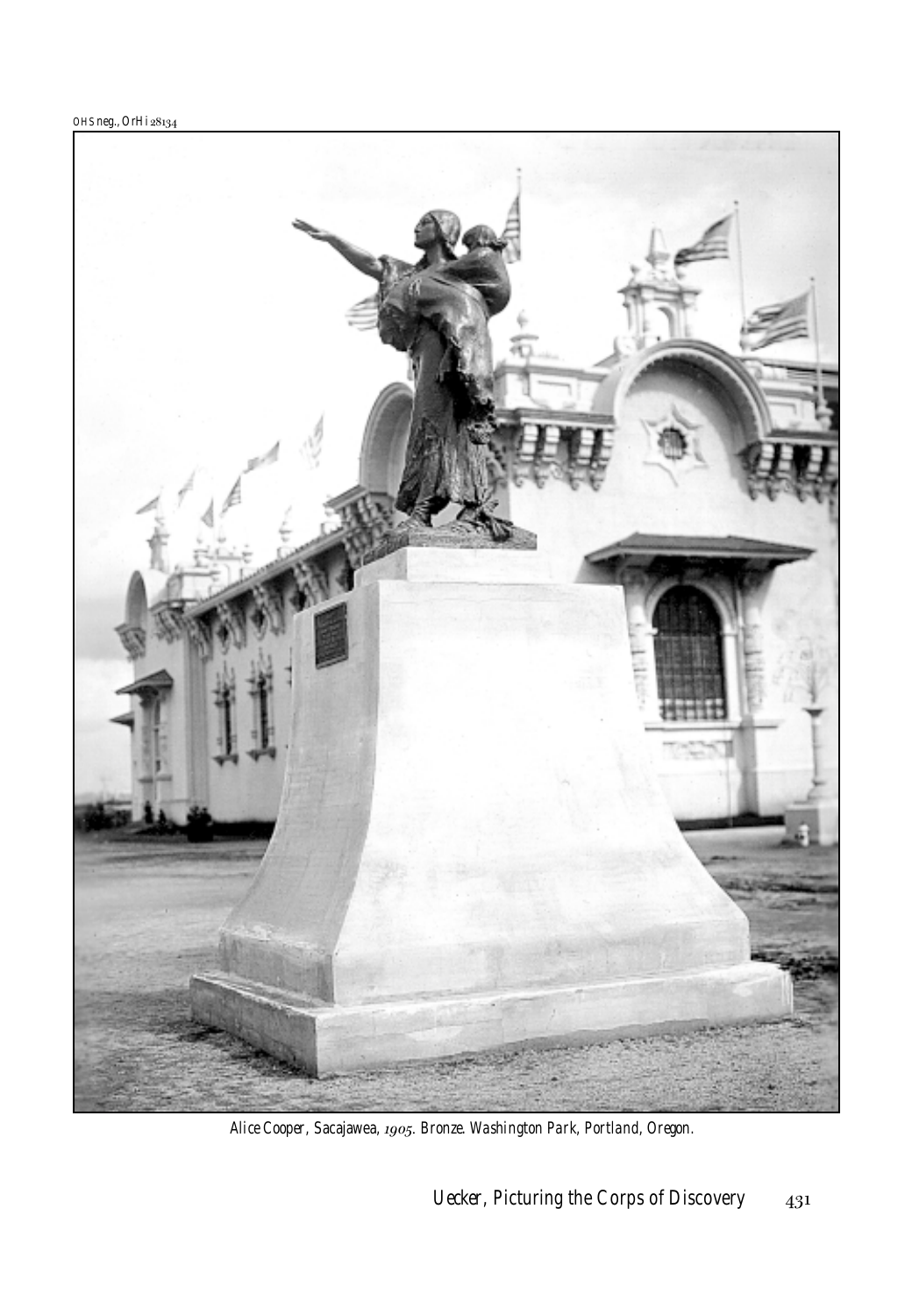OHS neg., OrHi 28134

*Alice Cooper,* Sacajawea, *1905. Bronze. Washington Park, Portland, Oregon.*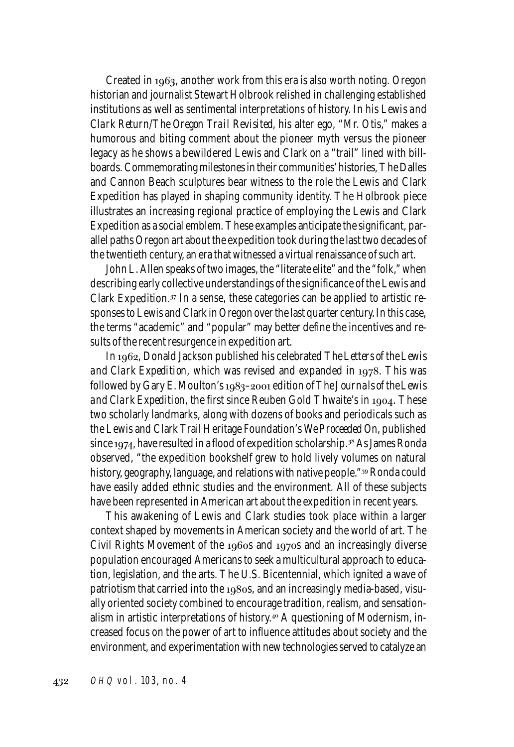Created in 1963, another work from this era is also worth noting. Oregon historian and journalist Stewart Holbrook relished in challenging established institutions as well as sentimental interpretations of history. In his *Lewis and Clark Return/The Oregon Trail Revisited*, his alter ego, "Mr. Otis," makes a humorous and biting comment about the pioneer myth versus the pioneer legacy as he shows a bewildered Lewis and Clark on a "trail" lined with billboards. Commemorating milestones in their communities' histories, The Dalles and Cannon Beach sculptures bear witness to the role the Lewis and Clark Expedition has played in shaping community identity. The Holbrook piece illustrates an increasing regional practice of employing the Lewis and Clark Expedition as a social emblem. These examples anticipate the significant, parallel paths Oregon art about the expedition took during the last two decades of the twentieth century, an era that witnessed a virtual renaissance of such art.

John L. Allen speaks of two images, the "literate elite" and the "folk," when describing early collective understandings of the significance of the Lewis and Clark Expedition.[37] In a sense, these categories can be applied to artistic responses to Lewis and Clark in Oregon over the last quarter century. In this case, the terms "academic" and "popular" may better define the incentives and results of the recent resurgence in expedition art.

In 1962, Donald Jackson published his celebrated *The Letters of the Lewis and Clark Expedition*, which was revised and expanded in 1978. This was followed by Gary E. Moulton's 1983–2001 edition of *The Journals of the Lewis and Clark Expedition*, the first since Reuben Gold Thwaite's in 1904. These two scholarly landmarks, along with dozens of books and periodicals such as the Lewis and Clark Trail Heritage Foundation's *We Proceeded On*, published since 1974, have resulted in a flood of expedition scholarship.[38] As James Ronda observed, "the expedition bookshelf grew to hold lively volumes on natural history, geography, language, and relations with native people."[39] Ronda could have easily added ethnic studies and the environment. All of these subjects have been represented in American art about the expedition in recent years.

This awakening of Lewis and Clark studies took place within a larger context shaped by movements in American society and the world of art. The Civil Rights Movement of the 1960s and 1970s and an increasingly diverse population encouraged Americans to seek a multicultural approach to education, legislation, and the arts. The U.S. Bicentennial, which ignited a wave of patriotism that carried into the 1980s, and an increasingly media-based, visually oriented society combined to encourage tradition, realism, and sensationalism in artistic interpretations of history.[40] A questioning of Modernism, increased focus on the power of art to influence attitudes about society and the environment, and experimentation with new technologies served to catalyze an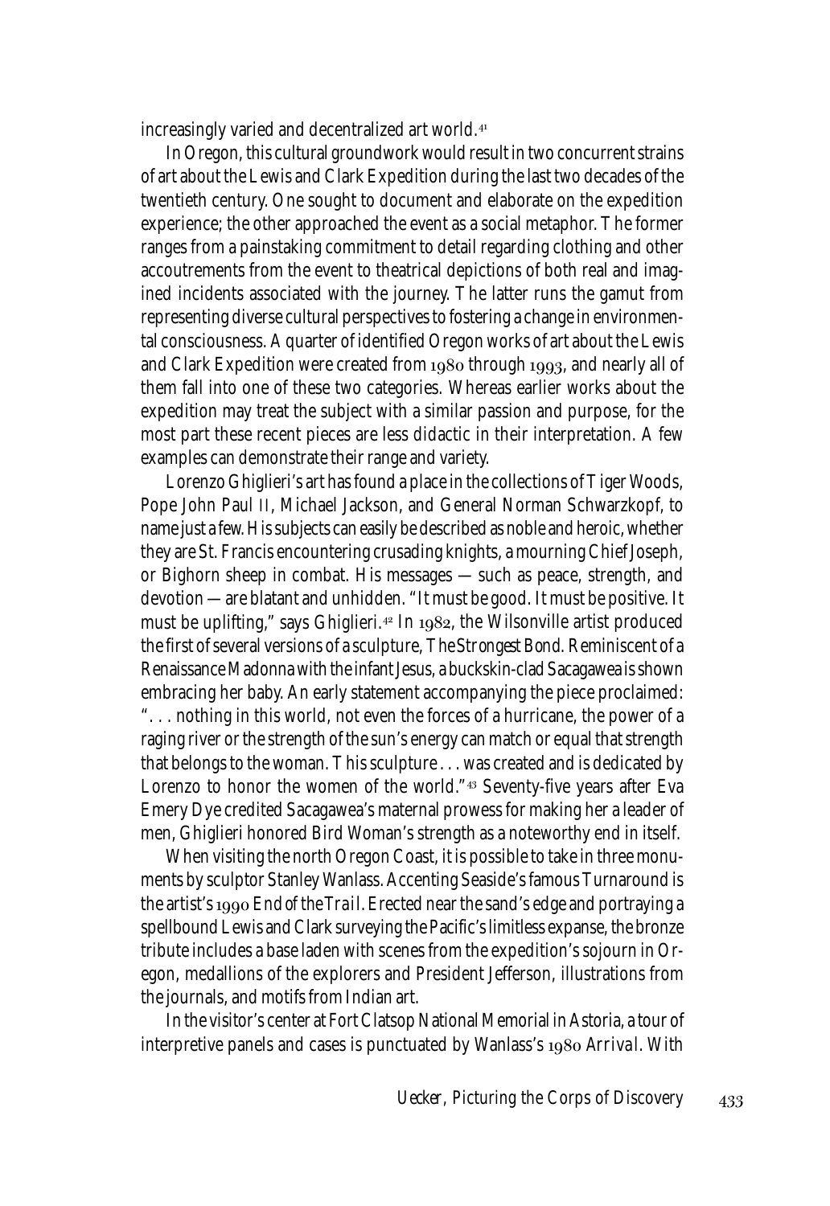increasingly varied and decentralized art world.[41]

In Oregon, this cultural groundwork would result in two concurrent strains of art about the Lewis and Clark Expedition during the last two decades of the twentieth century. One sought to document and elaborate on the expedition experience; the other approached the event as a social metaphor. The former ranges from a painstaking commitment to detail regarding clothing and other accoutrements from the event to theatrical depictions of both real and imagined incidents associated with the journey. The latter runs the gamut from representing diverse cultural perspectives to fostering a change in environmental consciousness. A quarter of identified Oregon works of art about the Lewis and Clark Expedition were created from 1980 through 1993, and nearly all of them fall into one of these two categories. Whereas earlier works about the expedition may treat the subject with a similar passion and purpose, for the most part these recent pieces are less didactic in their interpretation. A few examples can demonstrate their range and variety.

Lorenzo Ghiglieri's art has found a place in the collections of Tiger Woods, Pope John Paul II, Michael Jackson, and General Norman Schwarzkopf, to name just a few. His subjects can easily be described as noble and heroic, whether they are St. Francis encountering crusading knights, a mourning Chief Joseph, or Bighorn sheep in combat. His messages — such as peace, strength, and devotion — are blatant and unhidden. "It must be good. It must be positive. It must be uplifting," says Ghiglieri.[42] In 1982, the Wilsonville artist produced the first of several versions of a sculpture, *The Strongest Bond*. Reminiscent of a Renaissance Madonna with the infant Jesus, a buckskin-clad Sacagawea is shown embracing her baby. An early statement accompanying the piece proclaimed: ". . . nothing in this world, not even the forces of a hurricane, the power of a raging river or the strength of the sun's energy can match or equal that strength that belongs to the woman. This sculpture . . . was created and is dedicated by Lorenzo to honor the women of the world."[43] Seventy-five years after Eva Emery Dye credited Sacagawea's maternal prowess for making her a leader of men, Ghiglieri honored Bird Woman's strength as a noteworthy end in itself.

When visiting the north Oregon Coast, it is possible to take in three monuments by sculptor Stanley Wanlass. Accenting Seaside's famous Turnaround is the artist's 1990 *End of the Trail*. Erected near the sand's edge and portraying a spellbound Lewis and Clark surveying the Pacific's limitless expanse, the bronze tribute includes a base laden with scenes from the expedition's sojourn in Oregon, medallions of the explorers and President Jefferson, illustrations from the journals, and motifs from Indian art.

In the visitor's center at Fort Clatsop National Memorial in Astoria, a tour of interpretive panels and cases is punctuated by Wanlass's 1980 *Arrival*. With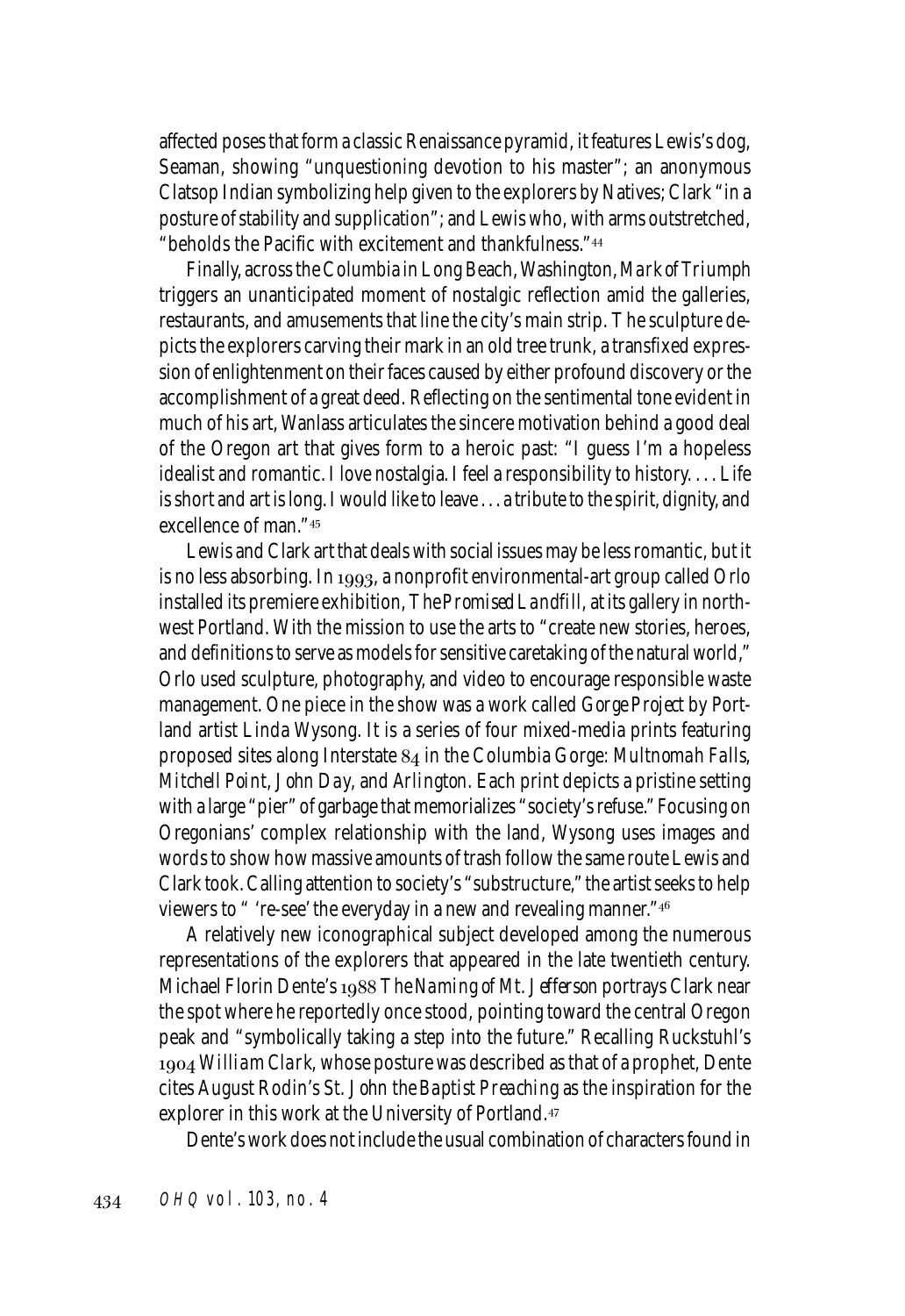affected poses that form a classic Renaissance pyramid, it features Lewis's dog, Seaman, showing "unquestioning devotion to his master"; an anonymous Clatsop Indian symbolizing help given to the explorers by Natives; Clark "in a posture of stability and supplication"; and Lewis who, with arms outstretched, "beholds the Pacific with excitement and thankfulness."[44]

Finally, across the Columbia in Long Beach, Washington, *Mark of Triumph* triggers an unanticipated moment of nostalgic reflection amid the galleries, restaurants, and amusements that line the city's main strip. The sculpture depicts the explorers carving their mark in an old tree trunk, a transfixed expression of enlightenment on their faces caused by either profound discovery or the accomplishment of a great deed. Reflecting on the sentimental tone evident in much of his art, Wanlass articulates the sincere motivation behind a good deal of the Oregon art that gives form to a heroic past: "I guess I'm a hopeless idealist and romantic. I love nostalgia. I feel a responsibility to history. . . . Life is short and art is long. I would like to leave . . . a tribute to the spirit, dignity, and excellence of man."[45]

Lewis and Clark art that deals with social issues may be less romantic, but it is no less absorbing. In 1993, a nonprofit environmental-art group called Orlo installed its premiere exhibition, *The Promised Landfill*, at its gallery in northwest Portland. With the mission to use the arts to "create new stories, heroes, and definitions to serve as models for sensitive caretaking of the natural world," Orlo used sculpture, photography, and video to encourage responsible waste management. One piece in the show was a work called *Gorge Project* by Portland artist Linda Wysong. It is a series of four mixed-media prints featuring proposed sites along Interstate 84 in the Columbia Gorge: *Multnomah Falls*, *Mitchell Point*, *John Day*, and *Arlington*. Each print depicts a pristine setting with a large "pier" of garbage that memorializes "society's refuse." Focusing on Oregonians' complex relationship with the land, Wysong uses images and words to show how massive amounts of trash follow the same route Lewis and Clark took. Calling attention to society's "substructure," the artist seeks to help viewers to " 're-see' the everyday in a new and revealing manner."[46]

A relatively new iconographical subject developed among the numerous representations of the explorers that appeared in the late twentieth century. Michael Florin Dente's 1988 *The Naming of Mt. Jefferson* portrays Clark near the spot where he reportedly once stood, pointing toward the central Oregon peak and "symbolically taking a step into the future." Recalling Ruckstuhl's 1904 *William Clark*, whose posture was described as that of a prophet, Dente cites August Rodin's *St. John the Baptist Preaching* as the inspiration for the explorer in this work at the University of Portland.[47]

Dente's work does not include the usual combination of characters found in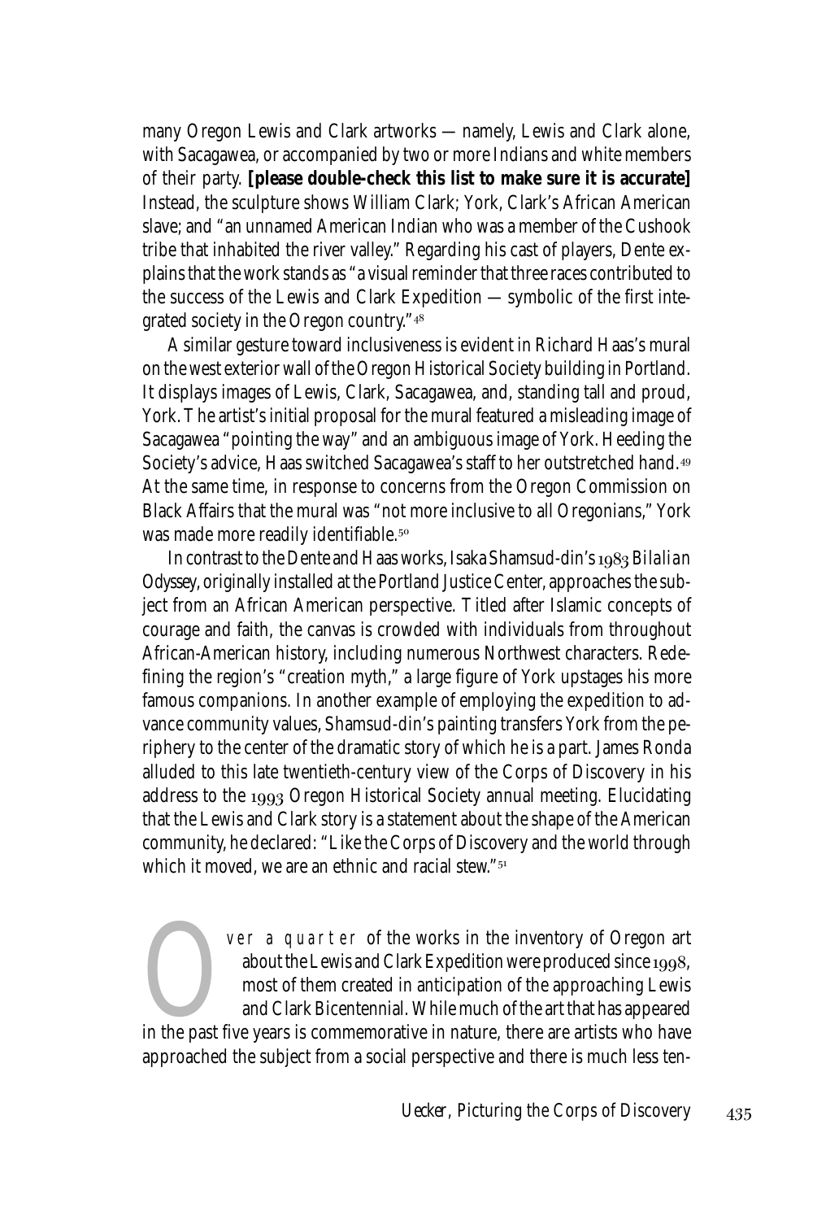many Oregon Lewis and Clark artworks — namely, Lewis and Clark alone, with Sacagawea, or accompanied by two or more Indians and white members of their party. **[please double-check this list to make sure it is accurate]** Instead, the sculpture shows William Clark; York, Clark's African American slave; and "an unnamed American Indian who was a member of the Cushook tribe that inhabited the river valley." Regarding his cast of players, Dente explains that the work stands as "a visual reminder that three races contributed to the success of the Lewis and Clark Expedition — symbolic of the first integrated society in the Oregon country."[48]

A similar gesture toward inclusiveness is evident in Richard Haas's mural on the west exterior wall of the Oregon Historical Society building in Portland. It displays images of Lewis, Clark, Sacagawea, and, standing tall and proud, York. The artist's initial proposal for the mural featured a misleading image of Sacagawea "pointing the way" and an ambiguous image of York. Heeding the Society's advice, Haas switched Sacagawea's staff to her outstretched hand.[49] At the same time, in response to concerns from the Oregon Commission on Black Affairs that the mural was "not more inclusive to all Oregonians," York was made more readily identifiable.[50]

In contrast to the Dente and Haas works, Isaka Shamsud-din's 1983 *Bilalian Odyssey*, originally installed at the Portland Justice Center, approaches the subject from an African American perspective. Titled after Islamic concepts of courage and faith, the canvas is crowded with individuals from throughout African-American history, including numerous Northwest characters. Redefining the region's "creation myth," a large figure of York upstages his more famous companions. In another example of employing the expedition to advance community values, Shamsud-din's painting transfers York from the periphery to the center of the dramatic story of which he is a part. James Ronda alluded to this late twentieth-century view of the Corps of Discovery in his address to the 1993 Oregon Historical Society annual meeting. Elucidating that the Lewis and Clark story is a statement about the shape of the American community, he declared: "Like the Corps of Discovery and the world through which it moved, we are an ethnic and racial stew."[51]

Over a quarter of the works in the inventory of Oregon art about the Lewis and Clark Expedition were produced since 1998, most of them created in anticipation of the approaching Lewis and Clark Bicentennial. While much of the art that has appeared in the past five years is commemorative in nature, there are artists who have approached the subject from a social perspective and there is much less ten-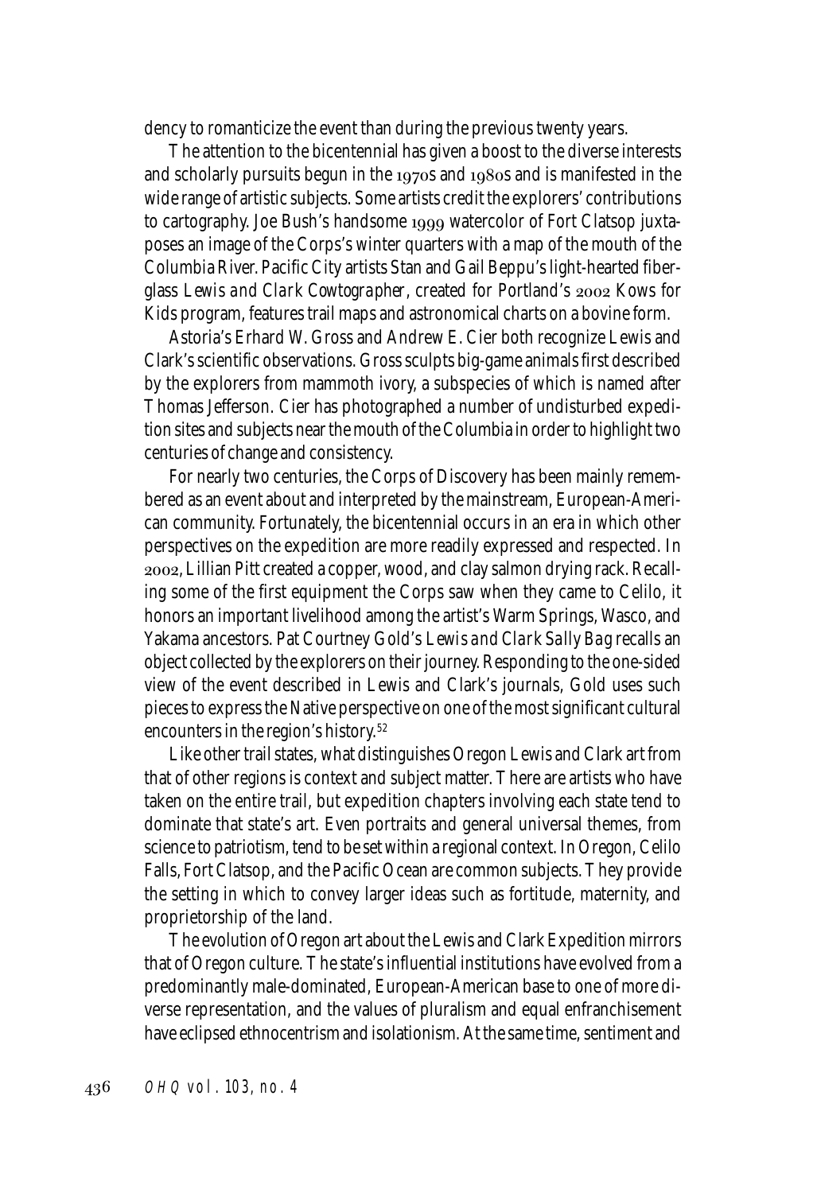dency to romanticize the event than during the previous twenty years.

The attention to the bicentennial has given a boost to the diverse interests and scholarly pursuits begun in the 1970s and 1980s and is manifested in the wide range of artistic subjects. Some artists credit the explorers' contributions to cartography. Joe Bush's handsome 1999 watercolor of Fort Clatsop juxtaposes an image of the Corps's winter quarters with a map of the mouth of the Columbia River. Pacific City artists Stan and Gail Beppu's light-hearted fiberglass *Lewis and Clark Cowtographer*, created for Portland's 2002 Kows for Kids program, features trail maps and astronomical charts on a bovine form.

Astoria's Erhard W. Gross and Andrew E. Cier both recognize Lewis and Clark's scientific observations. Gross sculpts big-game animals first described by the explorers from mammoth ivory, a subspecies of which is named after Thomas Jefferson. Cier has photographed a number of undisturbed expedition sites and subjects near the mouth of the Columbia in order to highlight two centuries of change and consistency.

For nearly two centuries, the Corps of Discovery has been mainly remembered as an event about and interpreted by the mainstream, European-American community. Fortunately, the bicentennial occurs in an era in which other perspectives on the expedition are more readily expressed and respected. In 2002, Lillian Pitt created a copper, wood, and clay salmon drying rack. Recalling some of the first equipment the Corps saw when they came to Celilo, it honors an important livelihood among the artist's Warm Springs, Wasco, and Yakama ancestors. Pat Courtney Gold's *Lewis and Clark Sally Bag* recalls an object collected by the explorers on their journey. Responding to the one-sided view of the event described in Lewis and Clark's journals, Gold uses such pieces to express the Native perspective on one of the most significant cultural encounters in the region's history.[52]

Like other trail states, what distinguishes Oregon Lewis and Clark art from that of other regions is context and subject matter. There are artists who have taken on the entire trail, but expedition chapters involving each state tend to dominate that state's art. Even portraits and general universal themes, from science to patriotism, tend to be set within a regional context. In Oregon, Celilo Falls, Fort Clatsop, and the Pacific Ocean are common subjects. They provide the setting in which to convey larger ideas such as fortitude, maternity, and proprietorship of the land.

The evolution of Oregon art about the Lewis and Clark Expedition mirrors that of Oregon culture. The state's influential institutions have evolved from a predominantly male-dominated, European-American base to one of more diverse representation, and the values of pluralism and equal enfranchisement have eclipsed ethnocentrism and isolationism. At the same time, sentiment and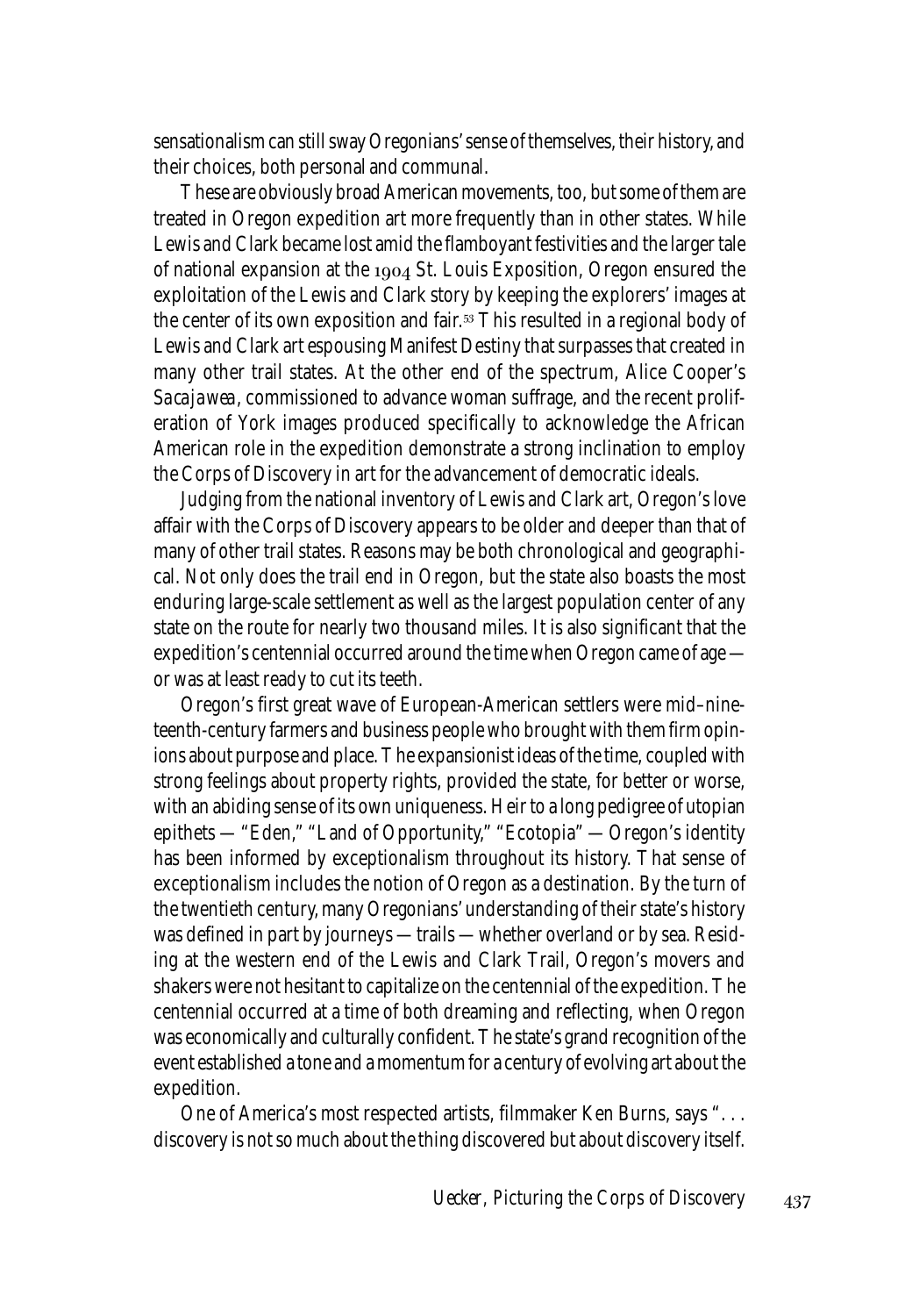sensationalism can still sway Oregonians' sense of themselves, their history, and their choices, both personal and communal.

These are obviously broad American movements, too, but some of them are treated in Oregon expedition art more frequently than in other states. While Lewis and Clark became lost amid the flamboyant festivities and the larger tale of national expansion at the 1904 St. Louis Exposition, Oregon ensured the exploitation of the Lewis and Clark story by keeping the explorers' images at the center of its own exposition and fair.[53] This resulted in a regional body of Lewis and Clark art espousing Manifest Destiny that surpasses that created in many other trail states. At the other end of the spectrum, Alice Cooper's *Sacajawea*, commissioned to advance woman suffrage, and the recent proliferation of York images produced specifically to acknowledge the African American role in the expedition demonstrate a strong inclination to employ the Corps of Discovery in art for the advancement of democratic ideals.

Judging from the national inventory of Lewis and Clark art, Oregon's love affair with the Corps of Discovery appears to be older and deeper than that of many of other trail states. Reasons may be both chronological and geographical. Not only does the trail end in Oregon, but the state also boasts the most enduring large-scale settlement as well as the largest population center of any state on the route for nearly two thousand miles. It is also significant that the expedition's centennial occurred around the time when Oregon came of age — or was at least ready to cut its teeth.

Oregon's first great wave of European-American settlers were mid–nineteenth-century farmers and business people who brought with them firm opinions about purpose and place. The expansionist ideas of the time, coupled with strong feelings about property rights, provided the state, for better or worse, with an abiding sense of its own uniqueness. Heir to a long pedigree of utopian epithets — "Eden," "Land of Opportunity," "Ecotopia" — Oregon's identity has been informed by exceptionalism throughout its history. That sense of exceptionalism includes the notion of Oregon as a destination. By the turn of the twentieth century, many Oregonians' understanding of their state's history was defined in part by journeys — trails — whether overland or by sea. Residing at the western end of the Lewis and Clark Trail, Oregon's movers and shakers were not hesitant to capitalize on the centennial of the expedition. The centennial occurred at a time of both dreaming and reflecting, when Oregon was economically and culturally confident. The state's grand recognition of the event established a tone and a momentum for a century of evolving art about the expedition.

One of America's most respected artists, filmmaker Ken Burns, says ". . . discovery is not so much about the thing discovered but about discovery itself.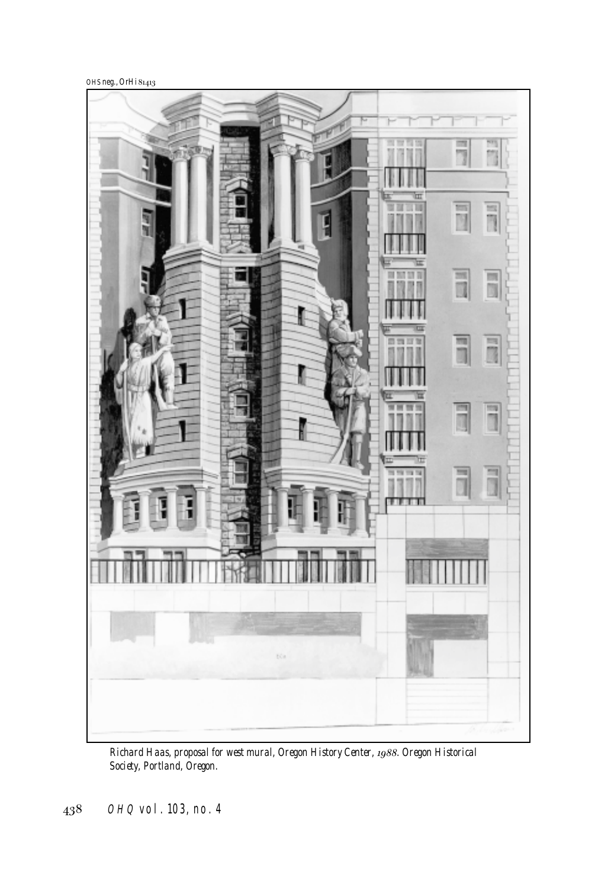OHS neg., OrHi 81413

*Richard Haas, proposal for west mural, Oregon History Center, 1988. Oregon Historical Society, Portland, Oregon.*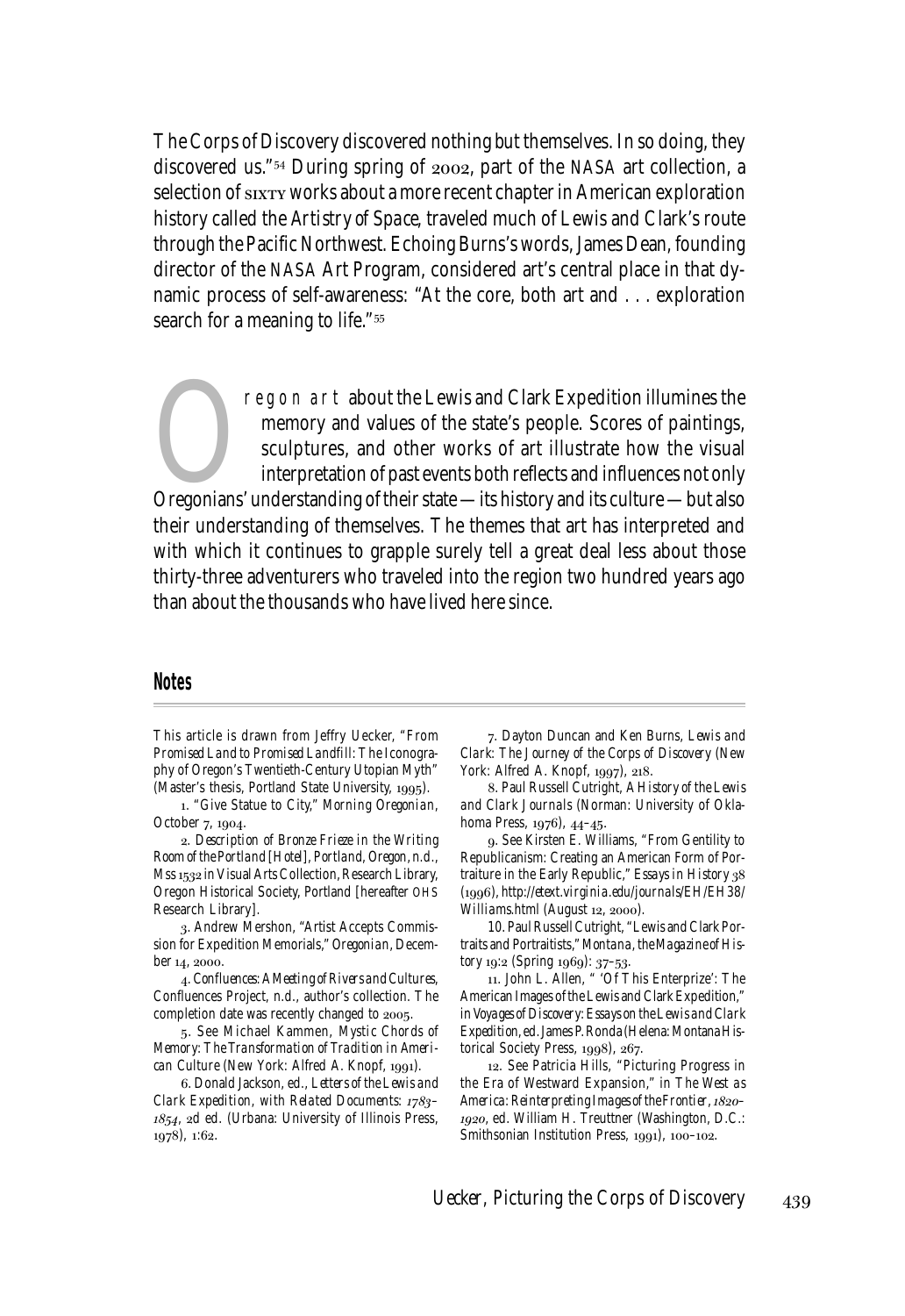The Corps of Discovery discovered nothing but themselves. In so doing, they discovered us."[54] During spring of 2002, part of the NASA art collection, a selection of SIXTY works about a more recent chapter in American exploration history called the *Artistry of Space*, traveled much of Lewis and Clark's route through the Pacific Northwest. Echoing Burns's words, James Dean, founding director of the NASA Art Program, considered art's central place in that dynamic process of self-awareness: "At the core, both art and . . . exploration search for a meaning to life."[55]

Oregon art about the Lewis and Clark Expedition illumines the memory and values of the state's people. Scores of paintings, sculptures, and other works of art illustrate how the visual interpretation of past events both reflects and influences not only Oregonians' understanding of their state — its history and its culture — but also their understanding of themselves. The themes that art has interpreted and with which it continues to grapple surely tell a great deal less about those thirty-three adventurers who traveled into the region two hundred years ago than about the thousands who have lived here since.

## Notes

This article is drawn from Jeffry Uecker, "From Promised Land to Promised Landfill: The Iconography of Oregon's Twentieth-Century Utopian Myth" (Master's thesis, Portland State University, 1995).

1. "Give Statue to City," *Morning Oregonian*, October 7, 1904.

2. *Description of Bronze Frieze in the Writing Room of the Portland [Hotel], Portland, Oregon*, n.d., Mss 1532 in Visual Arts Collection, Research Library, Oregon Historical Society, Portland [hereafter OHS Research Library].

3. Andrew Mershon, "Artist Accepts Commission for Expedition Memorials," *Oregonian*, December 14, 2000.

4. *Confluences: A Meeting of Rivers and Cultures*, Confluences Project, n.d., author's collection. The completion date was recently changed to 2005.

5. See Michael Kammen, *Mystic Chords of Memory: The Transformation of Tradition in American Culture* (New York: Alfred A. Knopf, 1991).

6. Donald Jackson, ed., *Letters of the Lewis and Clark Expedition, with Related Documents: 1783–1854*, 2d ed. (Urbana: University of Illinois Press, 1978), 1:62.

7. Dayton Duncan and Ken Burns, *Lewis and Clark: The Journey of the Corps of Discovery* (New York: Alfred A. Knopf, 1997), 218.

8. Paul Russell Cutright, *A History of the Lewis and Clark Journals* (Norman: University of Oklahoma Press, 1976), 44–45.

9. See Kirsten E. Williams, "From Gentility to Republicanism: Creating an American Form of Portraiture in the Early Republic," *Essays in History* 38 (1996), http://etext.virginia.edu/journals/EH/EH38/Williams.html (August 12, 2000).

10. Paul Russell Cutright, "Lewis and Clark Portraits and Portraitists," *Montana, the Magazine of History* 19:2 (Spring 1969): 37–53.

11. John L. Allen, " 'Of This Enterprize': The American Images of the Lewis and Clark Expedition," in *Voyages of Discovery: Essays on the Lewis and Clark Expedition*, ed. James P. Ronda (Helena: Montana Historical Society Press, 1998), 267.

12. See Patricia Hills, "Picturing Progress in the Era of Westward Expansion," in *The West as America: Reinterpreting Images of the Frontier, 1820–1920*, ed. William H. Treuttner (Washington, D.C.: Smithsonian Institution Press, 1991), 100–102.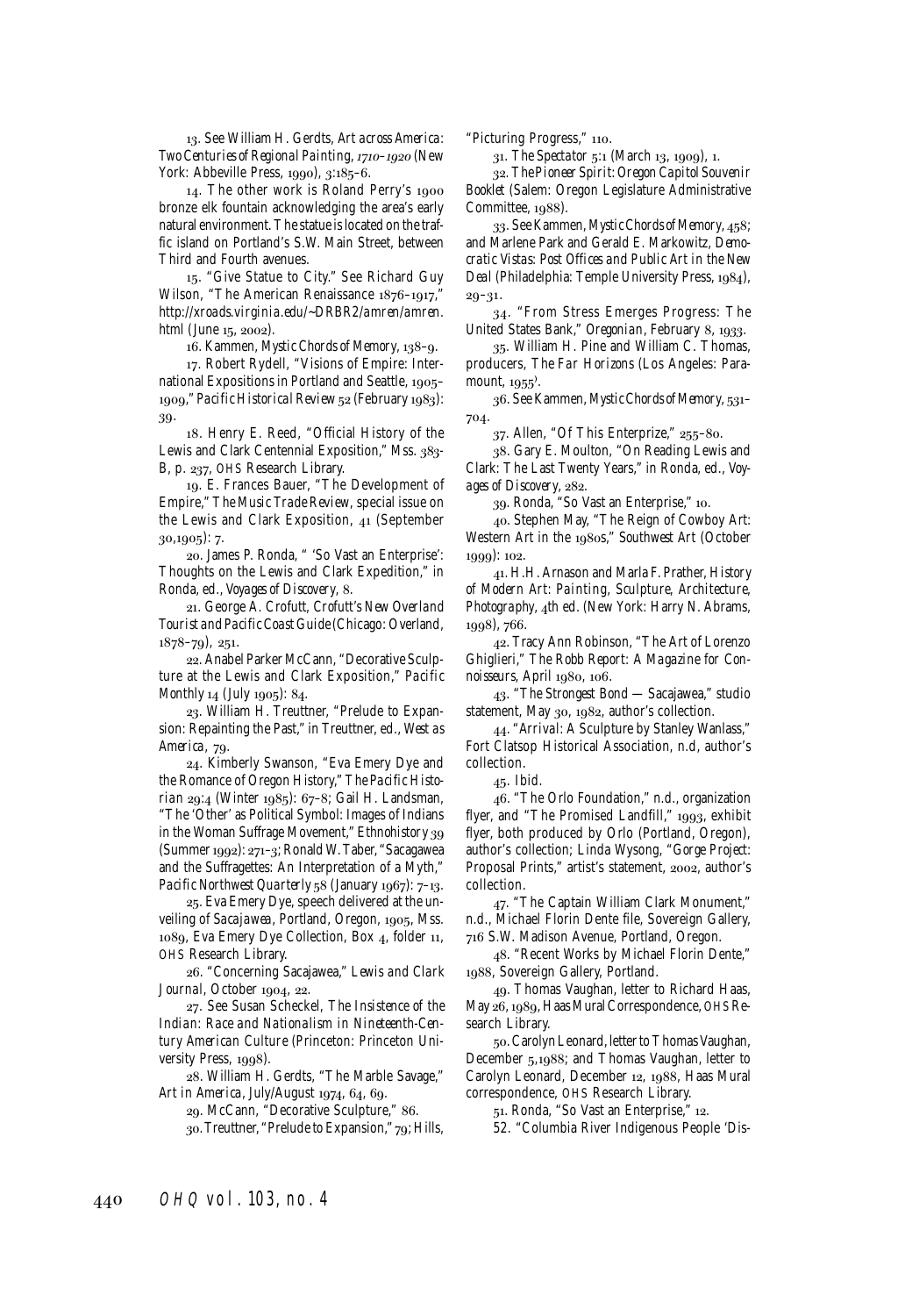13. See William H. Gerdts, *Art across America: Two Centuries of Regional Painting, 1710–1920* (New York: Abbeville Press, 1990), 3:185–6.

14. The other work is Roland Perry's 1900 bronze elk fountain acknowledging the area's early natural environment. The statue is located on the traffic island on Portland's S.W. Main Street, between Third and Fourth avenues.

15. "Give Statue to City." See Richard Guy Wilson, "The American Renaissance 1876–1917," http://xroads.virginia.edu/~DRBR2/amren/amren.html (June 15, 2002).

16. Kammen, *Mystic Chords of Memory*, 138–9.

17. Robert Rydell, "Visions of Empire: International Expositions in Portland and Seattle, 1905–1909," *Pacific Historical Review* 52 (February 1983): 39.

18. Henry E. Reed, "Official History of the Lewis and Clark Centennial Exposition," Mss. 383-B, p. 237, OHS Research Library.

19. E. Frances Bauer, "The Development of Empire," *The Music Trade Review*, special issue on the Lewis and Clark Exposition, 41 (September 30,1905): 7.

20. James P. Ronda, " 'So Vast an Enterprise': Thoughts on the Lewis and Clark Expedition," in Ronda, ed., *Voyages of Discovery*, 8.

21. George A. Crofutt, *Crofutt's New Overland Tourist and Pacific Coast Guide* (Chicago: Overland, 1878–79), 251.

22. Anabel Parker McCann, "Decorative Sculpture at the Lewis and Clark Exposition," *Pacific Monthly* 14 (July 1905): 84.

23. William H. Treuttner, "Prelude to Expansion: Repainting the Past," in Treuttner, ed., *West as America*, 79.

24. Kimberly Swanson, "Eva Emery Dye and the Romance of Oregon History," *The Pacific Historian* 29:4 (Winter 1985): 67–8; Gail H. Landsman, "The 'Other' as Political Symbol: Images of Indians in the Woman Suffrage Movement," *Ethnohistory* 39 (Summer 1992): 271–3; Ronald W. Taber, "Sacagawea and the Suffragettes: An Interpretation of a Myth," *Pacific Northwest Quarterly* 58 (January 1967): 7–13.

25. Eva Emery Dye, speech delivered at the unveiling of *Sacajawea*, Portland, Oregon, 1905, Mss. 1089, Eva Emery Dye Collection, Box 4, folder 11, OHS Research Library.

26. "Concerning Sacajawea," *Lewis and Clark Journal*, October 1904, 22.

27. See Susan Scheckel, *The Insistence of the Indian: Race and Nationalism in Nineteenth-Century American Culture* (Princeton: Princeton University Press, 1998).

28. William H. Gerdts, "The Marble Savage," *Art in America*, July/August 1974, 64, 69.

29. McCann, "Decorative Sculpture," 86.

30. Treuttner, "Prelude to Expansion," 79; Hills, "Picturing Progress," 110.

31. *The Spectator* 5:1 (March 13, 1909), 1.

32. *The Pioneer Spirit: Oregon Capitol Souvenir Booklet* (Salem: Oregon Legislature Administrative Committee, 1988).

33. See Kammen, *Mystic Chords of Memory*, 458; and Marlene Park and Gerald E. Markowitz, *Democratic Vistas: Post Offices and Public Art in the New Deal* (Philadelphia: Temple University Press, 1984), 29–31.

34. "From Stress Emerges Progress: The United States Bank," *Oregonian*, February 8, 1933.

35. William H. Pine and William C. Thomas, producers, *The Far Horizons* (Los Angeles: Paramount, 1955).

36. See Kammen, *Mystic Chords of Memory*, 531–704.

37. Allen, "Of This Enterprize," 255–80.

38. Gary E. Moulton, "On Reading Lewis and Clark: The Last Twenty Years," in Ronda, ed., *Voyages of Discovery*, 282.

39. Ronda, "So Vast an Enterprise," 10.

40. Stephen May, "The Reign of Cowboy Art: Western Art in the 1980s," *Southwest Art* (October 1999): 102.

41. H.H. Arnason and Marla F. Prather, *History of Modern Art: Painting, Sculpture, Architecture, Photography*, 4th ed. (New York: Harry N. Abrams, 1998), 766.

42. Tracy Ann Robinson, "The Art of Lorenzo Ghiglieri," *The Robb Report: A Magazine for Connoisseurs*, April 1980, 106.

43. "*The Strongest Bond* — Sacajawea," studio statement, May 30, 1982, author's collection.

44. "*Arrival*: A Sculpture by Stanley Wanlass," Fort Clatsop Historical Association, n.d, author's collection.

45. Ibid.

46. "The Orlo Foundation," n.d., organization flyer, and "The Promised Landfill," 1993, exhibit flyer, both produced by Orlo (Portland, Oregon), author's collection; Linda Wysong, "Gorge Project: Proposal Prints," artist's statement, 2002, author's collection.

47. "The Captain William Clark Monument," n.d., Michael Florin Dente file, Sovereign Gallery, 716 S.W. Madison Avenue, Portland, Oregon.

48. "Recent Works by Michael Florin Dente," 1988, Sovereign Gallery, Portland.

49. Thomas Vaughan, letter to Richard Haas, May 26, 1989, Haas Mural Correspondence, OHS Research Library.

50. Carolyn Leonard, letter to Thomas Vaughan, December 5,1988; and Thomas Vaughan, letter to Carolyn Leonard, December 12, 1988, Haas Mural correspondence, OHS Research Library.

51. Ronda, "So Vast an Enterprise," 12.

52. "Columbia River Indigenous People 'Dis-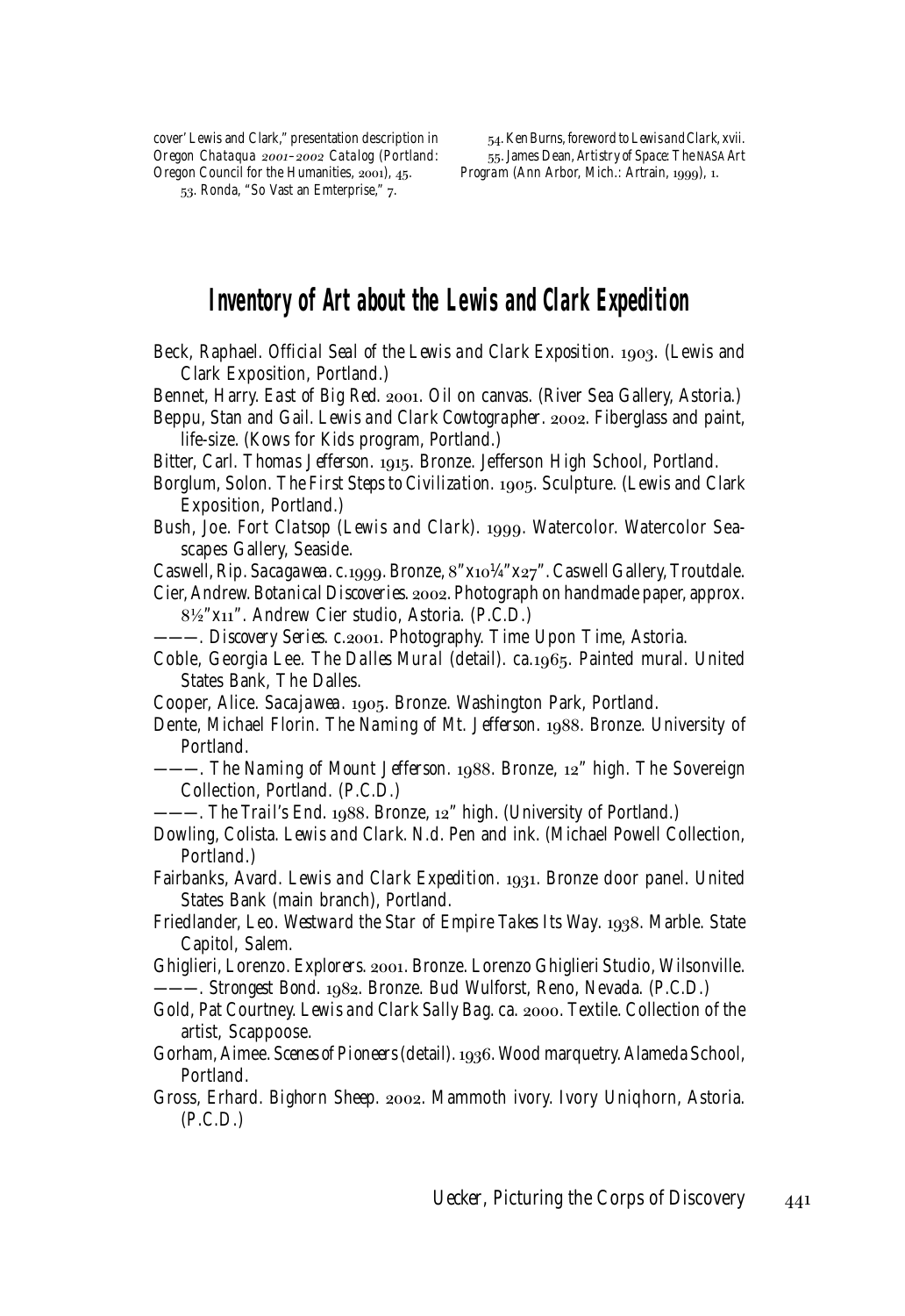cover' Lewis and Clark," presentation description in *Oregon Chataqua 2001–2002 Catalog* (Portland: Oregon Council for the Humanities, 2001), 45.

53. Ronda, "So Vast an Emterprise," 7.

54. Ken Burns, foreword to *Lewis and Clark*, xvii.

55. James Dean, *Artistry of Space: The NASA Art Program* (Ann Arbor, Mich.: Artrain, 1999), 1.

## Inventory of Art about the Lewis and Clark Expedition

Beck, Raphael. *Official Seal of the Lewis and Clark Exposition*. 1903. (Lewis and Clark Exposition, Portland.)

Bennet, Harry. *East of Big Red*. 2001. Oil on canvas. (River Sea Gallery, Astoria.)

Beppu, Stan and Gail. *Lewis and Clark Cowtographer*. 2002. Fiberglass and paint, life-size. (Kows for Kids program, Portland.)

Bitter, Carl. *Thomas Jefferson*. 1915. Bronze. Jefferson High School, Portland.

Borglum, Solon. *The First Steps to Civilization*. 1905. Sculpture. (Lewis and Clark Exposition, Portland.)

Bush, Joe. *Fort Clatsop (Lewis and Clark)*. 1999. Watercolor. Watercolor Seascapes Gallery, Seaside.

Caswell, Rip. *Sacagawea*. c.1999. Bronze, 8"x10¼"x27". Caswell Gallery, Troutdale.

Cier, Andrew. *Botanical Discoveries*. 2002. Photograph on handmade paper, approx. 8½"x11". Andrew Cier studio, Astoria. (P.C.D.)

———. *Discovery Series*. c.2001. Photography. Time Upon Time, Astoria.

Coble, Georgia Lee. *The Dalles Mural* (detail). ca.1965. Painted mural. United States Bank, The Dalles.

Cooper, Alice. *Sacajawea*. 1905. Bronze. Washington Park, Portland.

Dente, Michael Florin. *The Naming of Mt. Jefferson*. 1988. Bronze. University of Portland.

———. *The Naming of Mount Jefferson*. 1988. Bronze, 12" high. The Sovereign Collection, Portland. (P.C.D.)

———. *The Trail's End*. 1988. Bronze, 12" high. (University of Portland.)

Dowling, Colista. *Lewis and Clark*. N.d. Pen and ink. (Michael Powell Collection, Portland.)

Fairbanks, Avard. *Lewis and Clark Expedition*. 1931. Bronze door panel. United States Bank (main branch), Portland.

Friedlander, Leo. *Westward the Star of Empire Takes Its Way*. 1938. Marble. State Capitol, Salem.

Ghiglieri, Lorenzo. *Explorers*. 2001. Bronze. Lorenzo Ghiglieri Studio, Wilsonville.

———. *Strongest Bond*. 1982. Bronze. Bud Wulforst, Reno, Nevada. (P.C.D.)

Gold, Pat Courtney. *Lewis and Clark Sally Bag*. ca. 2000. Textile. Collection of the artist, Scappoose.

Gorham, Aimee. *Scenes of Pioneers* (detail). 1936. Wood marquetry. Alameda School, Portland.

Gross, Erhard. *Bighorn Sheep*. 2002. Mammoth ivory. Ivory Uniqhorn, Astoria. (P.C.D.)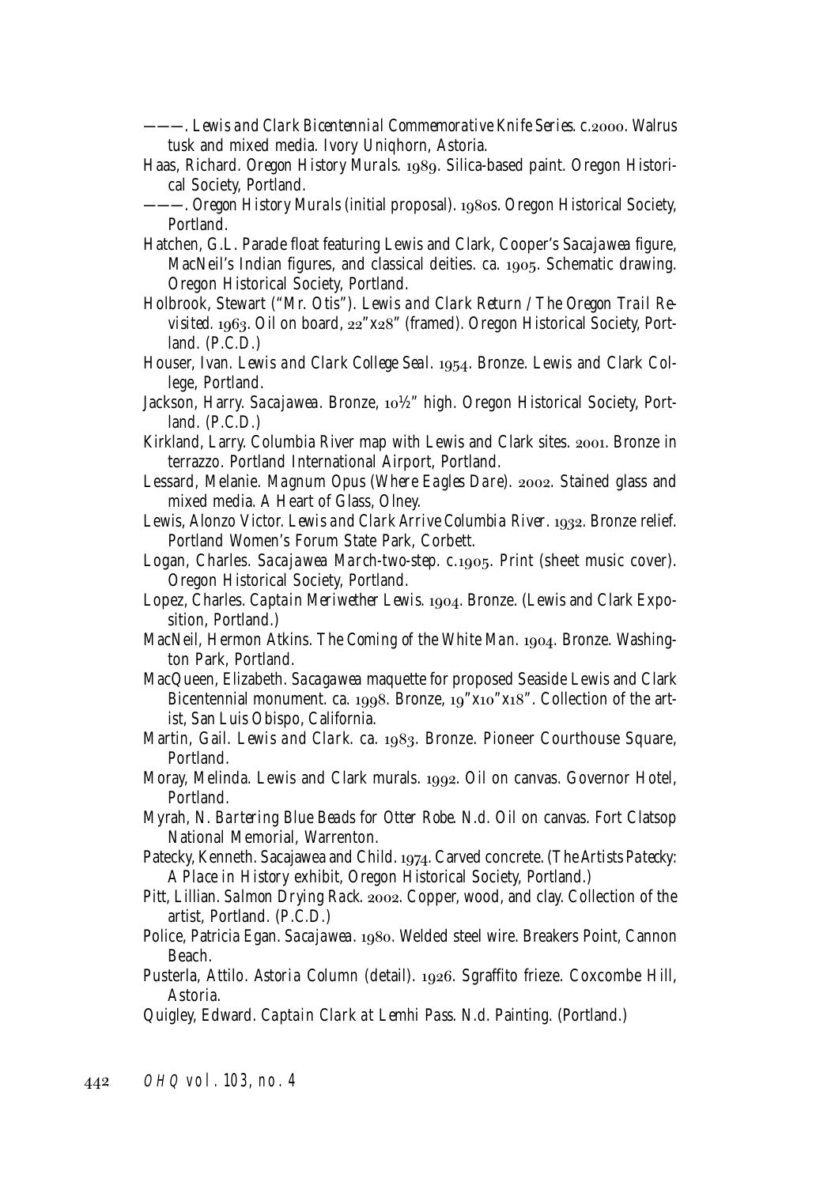———. *Lewis and Clark Bicentennial Commemorative Knife Series.* c.2000. Walrus tusk and mixed media. Ivory Uniqhorn, Astoria.

Haas, Richard. *Oregon History Murals.* 1989. Silica-based paint. Oregon Historical Society, Portland.

———. *Oregon History Murals* (initial proposal). 1980s. Oregon Historical Society, Portland.

Hatchen, G.L. Parade float featuring Lewis and Clark, Cooper's *Sacajawea* figure, MacNeil's Indian figures, and classical deities. ca. 1905. Schematic drawing. Oregon Historical Society, Portland.

Holbrook, Stewart ("Mr. Otis"). *Lewis and Clark Return / The Oregon Trail Revisited.* 1963. Oil on board, 22"x28" (framed). Oregon Historical Society, Portland. (P.C.D.)

Houser, Ivan. *Lewis and Clark College Seal.* 1954. Bronze. Lewis and Clark College, Portland.

Jackson, Harry. *Sacajawea.* Bronze, 10½" high. Oregon Historical Society, Portland. (P.C.D.)

Kirkland, Larry. Columbia River map with Lewis and Clark sites. 2001. Bronze in terrazzo. Portland International Airport, Portland.

Lessard, Melanie. *Magnum Opus (Where Eagles Dare).* 2002. Stained glass and mixed media. A Heart of Glass, Olney.

Lewis, Alonzo Victor. *Lewis and Clark Arrive Columbia River.* 1932. Bronze relief. Portland Women's Forum State Park, Corbett.

Logan, Charles. *Sacajawea March-two-step.* c.1905. Print (sheet music cover). Oregon Historical Society, Portland.

Lopez, Charles. *Captain Meriwether Lewis.* 1904. Bronze. (Lewis and Clark Exposition, Portland.)

MacNeil, Hermon Atkins. *The Coming of the White Man.* 1904. Bronze. Washington Park, Portland.

MacQueen, Elizabeth. *Sacagawea* maquette for proposed Seaside Lewis and Clark Bicentennial monument. ca. 1998. Bronze, 19"x10"x18". Collection of the artist, San Luis Obispo, California.

Martin, Gail. *Lewis and Clark.* ca. 1983. Bronze. Pioneer Courthouse Square, Portland.

Moray, Melinda. Lewis and Clark murals. 1992. Oil on canvas. Governor Hotel, Portland.

Myrah, N. *Bartering Blue Beads for Otter Robe.* N.d. Oil on canvas. Fort Clatsop National Memorial, Warrenton.

Patecky, Kenneth. *Sacajawea and Child.* 1974. Carved concrete. (*The Artists Patecky: A Place in History* exhibit, Oregon Historical Society, Portland.)

Pitt, Lillian. *Salmon Drying Rack.* 2002. Copper, wood, and clay. Collection of the artist, Portland. (P.C.D.)

Police, Patricia Egan. *Sacajawea.* 1980. Welded steel wire. Breakers Point, Cannon Beach.

Pusterla, Attilo. *Astoria Column* (detail). 1926. Sgraffito frieze. Coxcombe Hill, Astoria.

Quigley, Edward. *Captain Clark at Lemhi Pass.* N.d. Painting. (Portland.)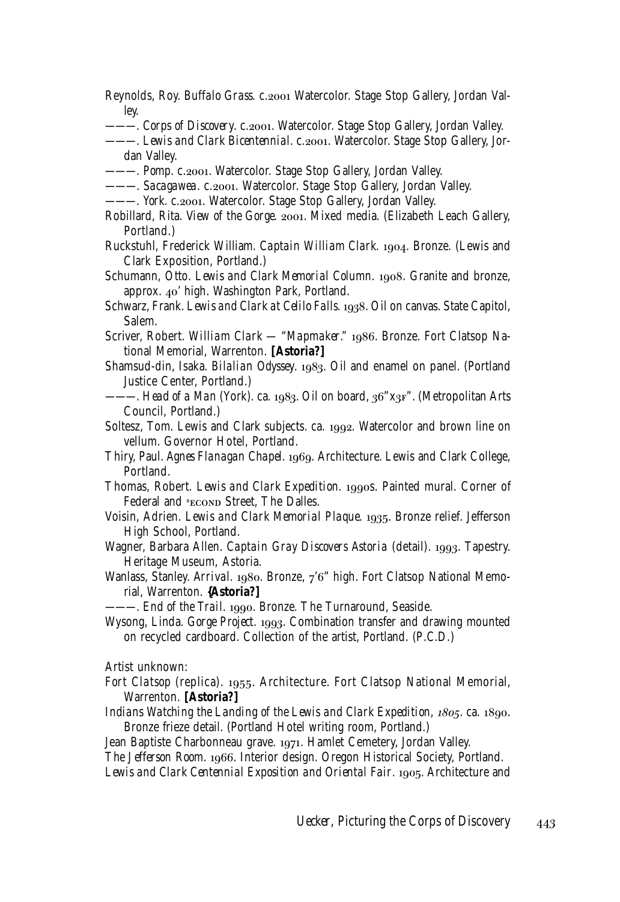Reynolds, Roy. *Buffalo Grass.* c.2001 Watercolor. Stage Stop Gallery, Jordan Valley.

———. *Corps of Discovery.* c.2001. Watercolor. Stage Stop Gallery, Jordan Valley.

———. *Lewis and Clark Bicentennial.* c.2001. Watercolor. Stage Stop Gallery, Jordan Valley.

———. *Pomp.* c.2001. Watercolor. Stage Stop Gallery, Jordan Valley.

———. *Sacagawea.* c.2001. Watercolor. Stage Stop Gallery, Jordan Valley.

———. *York.* c.2001. Watercolor. Stage Stop Gallery, Jordan Valley.

Robillard, Rita. *View of the Gorge.* 2001. Mixed media. (Elizabeth Leach Gallery, Portland.)

Ruckstuhl, Frederick William. *Captain William Clark.* 1904. Bronze. (Lewis and Clark Exposition, Portland.)

Schumann, Otto. *Lewis and Clark Memorial Column.* 1908. Granite and bronze, approx. 40' high. Washington Park, Portland.

Schwarz, Frank. *Lewis and Clark at Celilo Falls.* 1938. Oil on canvas. State Capitol, Salem.

Scriver, Robert. *William Clark — "Mapmaker."* 1986. Bronze. Fort Clatsop National Memorial, Warrenton. **[Astoria?]**

Shamsud-din, Isaka. *Bilalian Odyssey.* 1983. Oil and enamel on panel. (Portland Justice Center, Portland.)

———. *Head of a Man (York).* ca. 1983. Oil on board, 36"x3F". (Metropolitan Arts Council, Portland.)

Soltesz, Tom. Lewis and Clark subjects. ca. 1992. Watercolor and brown line on vellum. Governor Hotel, Portland.

Thiry, Paul. *Agnes Flanagan Chapel.* 1969. Architecture. Lewis and Clark College, Portland.

Thomas, Robert. *Lewis and Clark Expedition.* 1990s. Painted mural. Corner of Federal and sECOND Street, The Dalles.

Voisin, Adrien. *Lewis and Clark Memorial Plaque.* 1935. Bronze relief. Jefferson High School, Portland.

Wagner, Barbara Allen. *Captain Gray Discovers Astoria (detail).* 1993. Tapestry. Heritage Museum, Astoria.

Wanlass, Stanley. *Arrival.* 1980. Bronze, 7'6" high. Fort Clatsop National Memorial, Warrenton. **{Astoria?]**

———. *End of the Trail.* 1990. Bronze. The Turnaround, Seaside.

Wysong, Linda. *Gorge Project.* 1993. Combination transfer and drawing mounted on recycled cardboard. Collection of the artist, Portland. (P.C.D.)

Artist unknown:

*Fort Clatsop (replica).* 1955. Architecture. Fort Clatsop National Memorial, Warrenton. **[Astoria?]**

*Indians Watching the Landing of the Lewis and Clark Expedition,* 1805. ca. 1890. Bronze frieze detail. (Portland Hotel writing room, Portland.)

Jean Baptiste Charbonneau grave. 1971. Hamlet Cemetery, Jordan Valley.

*The Jefferson Room.* 1966. Interior design. Oregon Historical Society, Portland.

*Lewis and Clark Centennial Exposition and Oriental Fair.* 1905. Architecture and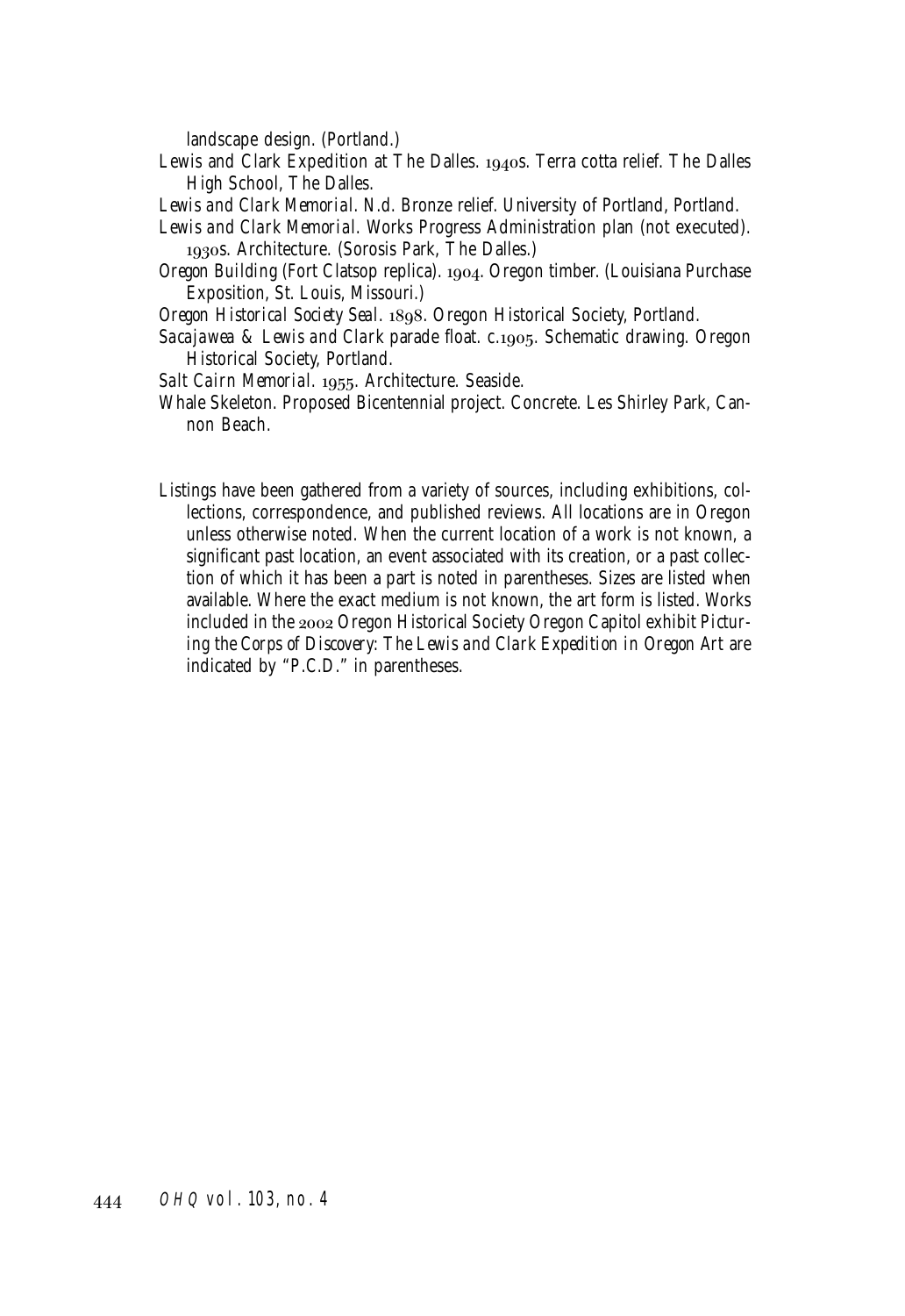landscape design. (Portland.)

Lewis and Clark Expedition at The Dalles. 1940s. Terra cotta relief. The Dalles High School, The Dalles.

*Lewis and Clark Memorial*. N.d. Bronze relief. University of Portland, Portland.

*Lewis and Clark Memorial*. Works Progress Administration plan (not executed). 1930s. Architecture. (Sorosis Park, The Dalles.)

*Oregon Building* (Fort Clatsop replica). 1904. Oregon timber. (Louisiana Purchase Exposition, St. Louis, Missouri.)

*Oregon Historical Society Seal*. 1898. Oregon Historical Society, Portland.

*Sacajawea & Lewis and Clark* parade float. c.1905. Schematic drawing. Oregon Historical Society, Portland.

*Salt Cairn Memorial*. 1955. Architecture. Seaside.

Whale Skeleton. Proposed Bicentennial project. Concrete. Les Shirley Park, Cannon Beach.

Listings have been gathered from a variety of sources, including exhibitions, collections, correspondence, and published reviews. All locations are in Oregon unless otherwise noted. When the current location of a work is not known, a significant past location, an event associated with its creation, or a past collection of which it has been a part is noted in parentheses. Sizes are listed when available. Where the exact medium is not known, the art form is listed. Works included in the 2002 Oregon Historical Society Oregon Capitol exhibit *Picturing the Corps of Discovery: The Lewis and Clark Expedition in Oregon Art* are indicated by "P.C.D." in parentheses.